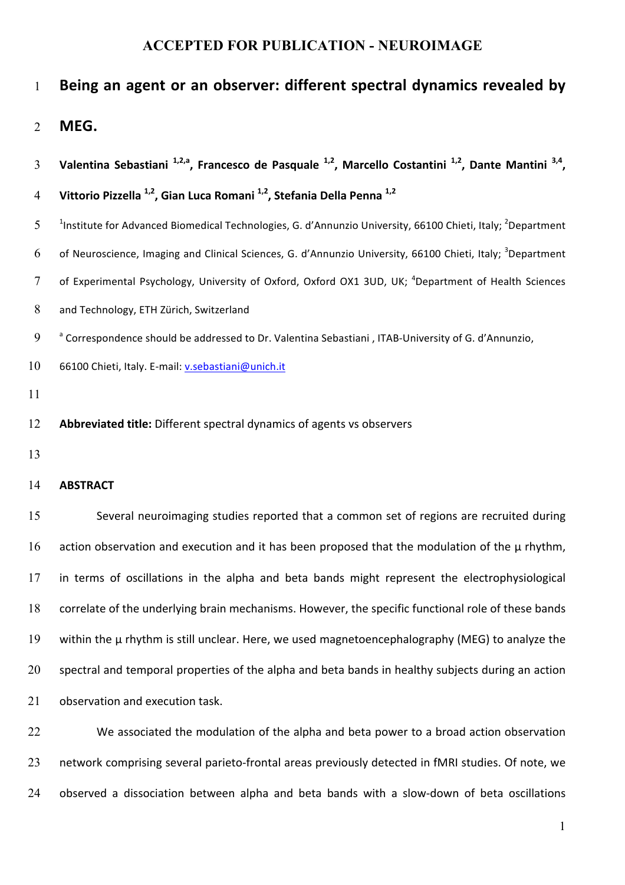ACCEPTED FOR PUBLICATION - NEUROIMAGE

# Being an agent or an observer: different spectral dynamics revealed by MEG.

**Valentina Sebastiani [1,2,a], Francesco de Pasquale [1,2], Marcello Costantini [1,2], Dante Mantini [3,4], Vittorio Pizzella [1,2], Gian Luca Romani [1,2], Stefania Della Penna [1,2]**

[1]Institute for Advanced Biomedical Technologies, G. d'Annunzio University, 66100 Chieti, Italy; [2]Department of Neuroscience, Imaging and Clinical Sciences, G. d'Annunzio University, 66100 Chieti, Italy; [3]Department of Experimental Psychology, University of Oxford, Oxford OX1 3UD, UK; [4]Department of Health Sciences and Technology, ETH Zürich, Switzerland

[a] Correspondence should be addressed to Dr. Valentina Sebastiani , ITAB-University of G. d'Annunzio, 66100 Chieti, Italy. E-mail: v.sebastiani@unich.it

**Abbreviated title:** Different spectral dynamics of agents vs observers

## ABSTRACT

Several neuroimaging studies reported that a common set of regions are recruited during action observation and execution and it has been proposed that the modulation of the µ rhythm, in terms of oscillations in the alpha and beta bands might represent the electrophysiological correlate of the underlying brain mechanisms. However, the specific functional role of these bands within the µ rhythm is still unclear. Here, we used magnetoencephalography (MEG) to analyze the spectral and temporal properties of the alpha and beta bands in healthy subjects during an action observation and execution task.

We associated the modulation of the alpha and beta power to a broad action observation network comprising several parieto-frontal areas previously detected in fMRI studies. Of note, we observed a dissociation between alpha and beta bands with a slow-down of beta oscillations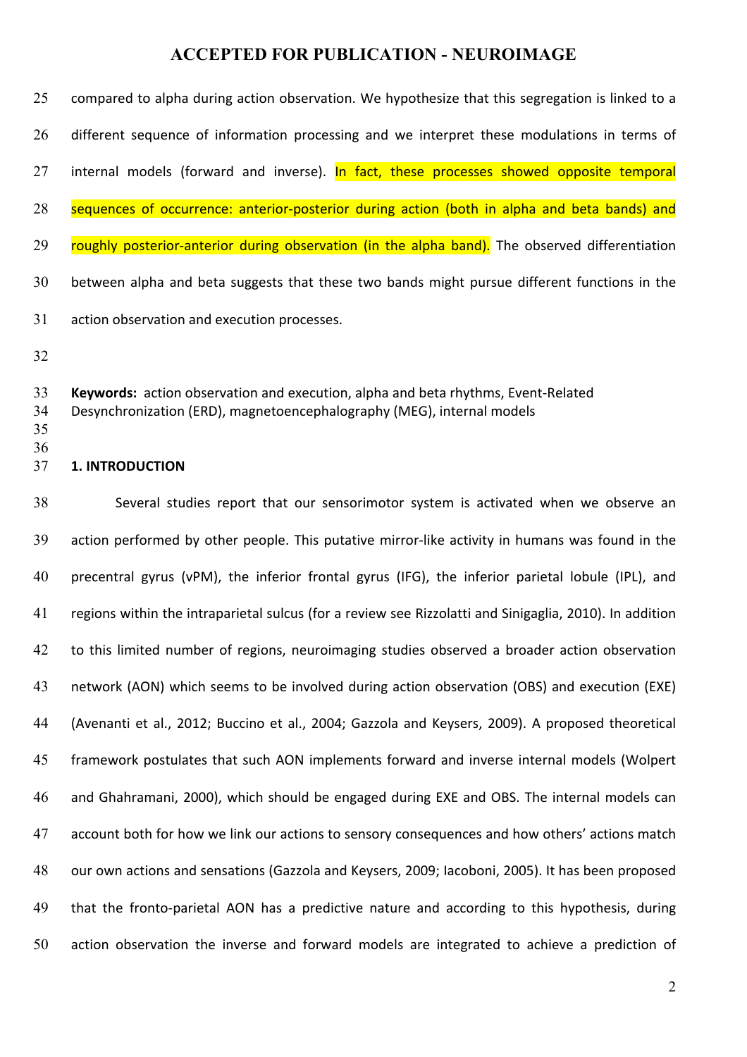compared to alpha during action observation. We hypothesize that this segregation is linked to a different sequence of information processing and we interpret these modulations in terms of internal models (forward and inverse). In fact, these processes showed opposite temporal sequences of occurrence: anterior-posterior during action (both in alpha and beta bands) and roughly posterior-anterior during observation (in the alpha band). The observed differentiation between alpha and beta suggests that these two bands might pursue different functions in the action observation and execution processes.

**Keywords:** action observation and execution, alpha and beta rhythms, Event-Related Desynchronization (ERD), magnetoencephalography (MEG), internal models

## 1. INTRODUCTION

Several studies report that our sensorimotor system is activated when we observe an action performed by other people. This putative mirror-like activity in humans was found in the precentral gyrus (vPM), the inferior frontal gyrus (IFG), the inferior parietal lobule (IPL), and regions within the intraparietal sulcus (for a review see Rizzolatti and Sinigaglia, 2010). In addition to this limited number of regions, neuroimaging studies observed a broader action observation network (AON) which seems to be involved during action observation (OBS) and execution (EXE) (Avenanti et al., 2012; Buccino et al., 2004; Gazzola and Keysers, 2009). A proposed theoretical framework postulates that such AON implements forward and inverse internal models (Wolpert and Ghahramani, 2000), which should be engaged during EXE and OBS. The internal models can account both for how we link our actions to sensory consequences and how others' actions match our own actions and sensations (Gazzola and Keysers, 2009; Iacoboni, 2005). It has been proposed that the fronto-parietal AON has a predictive nature and according to this hypothesis, during action observation the inverse and forward models are integrated to achieve a prediction of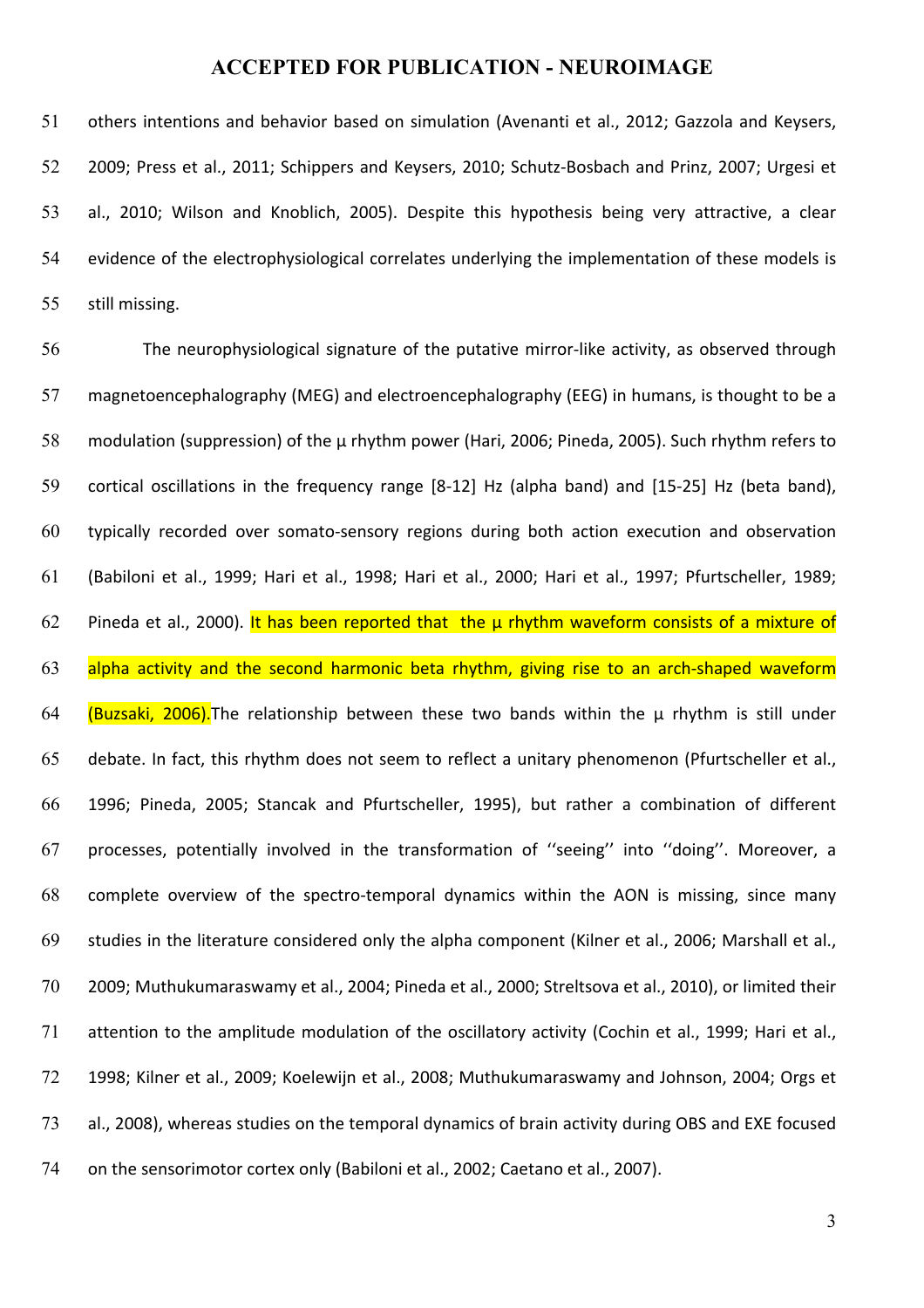others intentions and behavior based on simulation (Avenanti et al., 2012; Gazzola and Keysers, 2009; Press et al., 2011; Schippers and Keysers, 2010; Schutz-Bosbach and Prinz, 2007; Urgesi et al., 2010; Wilson and Knoblich, 2005). Despite this hypothesis being very attractive, a clear evidence of the electrophysiological correlates underlying the implementation of these models is still missing.

The neurophysiological signature of the putative mirror-like activity, as observed through magnetoencephalography (MEG) and electroencephalography (EEG) in humans, is thought to be a modulation (suppression) of the µ rhythm power (Hari, 2006; Pineda, 2005). Such rhythm refers to cortical oscillations in the frequency range [8-12] Hz (alpha band) and [15-25] Hz (beta band), typically recorded over somato-sensory regions during both action execution and observation (Babiloni et al., 1999; Hari et al., 1998; Hari et al., 2000; Hari et al., 1997; Pfurtscheller, 1989; Pineda et al., 2000). It has been reported that the µ rhythm waveform consists of a mixture of alpha activity and the second harmonic beta rhythm, giving rise to an arch-shaped waveform (Buzsaki, 2006). The relationship between these two bands within the µ rhythm is still under debate. In fact, this rhythm does not seem to reflect a unitary phenomenon (Pfurtscheller et al., 1996; Pineda, 2005; Stancak and Pfurtscheller, 1995), but rather a combination of different processes, potentially involved in the transformation of ''seeing'' into ''doing''. Moreover, a complete overview of the spectro-temporal dynamics within the AON is missing, since many studies in the literature considered only the alpha component (Kilner et al., 2006; Marshall et al., 2009; Muthukumaraswamy et al., 2004; Pineda et al., 2000; Streltsova et al., 2010), or limited their attention to the amplitude modulation of the oscillatory activity (Cochin et al., 1999; Hari et al., 1998; Kilner et al., 2009; Koelewijn et al., 2008; Muthukumaraswamy and Johnson, 2004; Orgs et al., 2008), whereas studies on the temporal dynamics of brain activity during OBS and EXE focused on the sensorimotor cortex only (Babiloni et al., 2002; Caetano et al., 2007).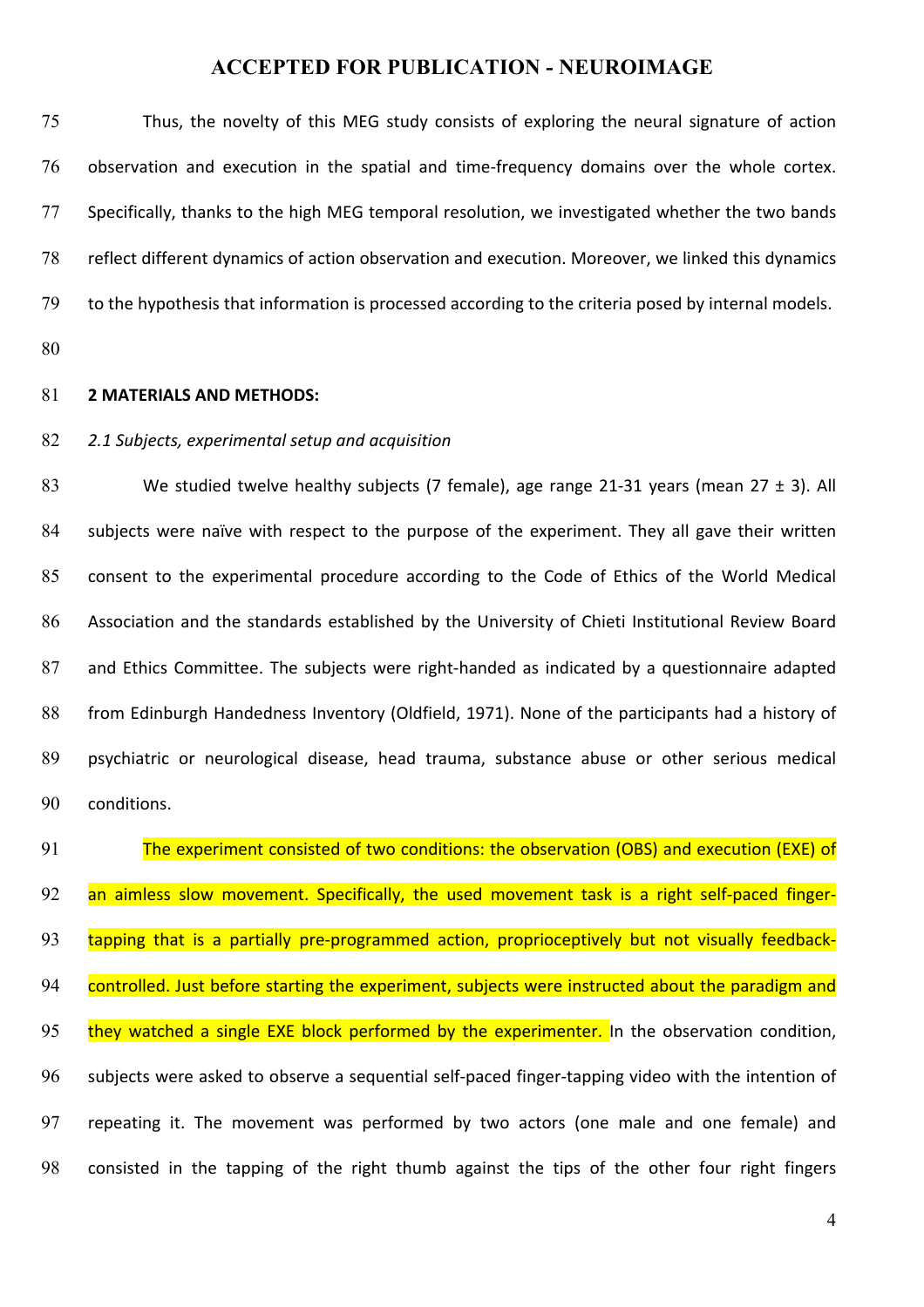Thus, the novelty of this MEG study consists of exploring the neural signature of action observation and execution in the spatial and time-frequency domains over the whole cortex. Specifically, thanks to the high MEG temporal resolution, we investigated whether the two bands reflect different dynamics of action observation and execution. Moreover, we linked this dynamics to the hypothesis that information is processed according to the criteria posed by internal models.

**2 MATERIALS AND METHODS:**

*2.1 Subjects, experimental setup and acquisition*

We studied twelve healthy subjects (7 female), age range 21-31 years (mean 27 ± 3). All subjects were naïve with respect to the purpose of the experiment. They all gave their written consent to the experimental procedure according to the Code of Ethics of the World Medical Association and the standards established by the University of Chieti Institutional Review Board and Ethics Committee. The subjects were right-handed as indicated by a questionnaire adapted from Edinburgh Handedness Inventory (Oldfield, 1971). None of the participants had a history of psychiatric or neurological disease, head trauma, substance abuse or other serious medical conditions.

The experiment consisted of two conditions: the observation (OBS) and execution (EXE) of an aimless slow movement. Specifically, the used movement task is a right self-paced finger-tapping that is a partially pre-programmed action, proprioceptively but not visually feedback-controlled. Just before starting the experiment, subjects were instructed about the paradigm and they watched a single EXE block performed by the experimenter. In the observation condition, subjects were asked to observe a sequential self-paced finger-tapping video with the intention of repeating it. The movement was performed by two actors (one male and one female) and consisted in the tapping of the right thumb against the tips of the other four right fingers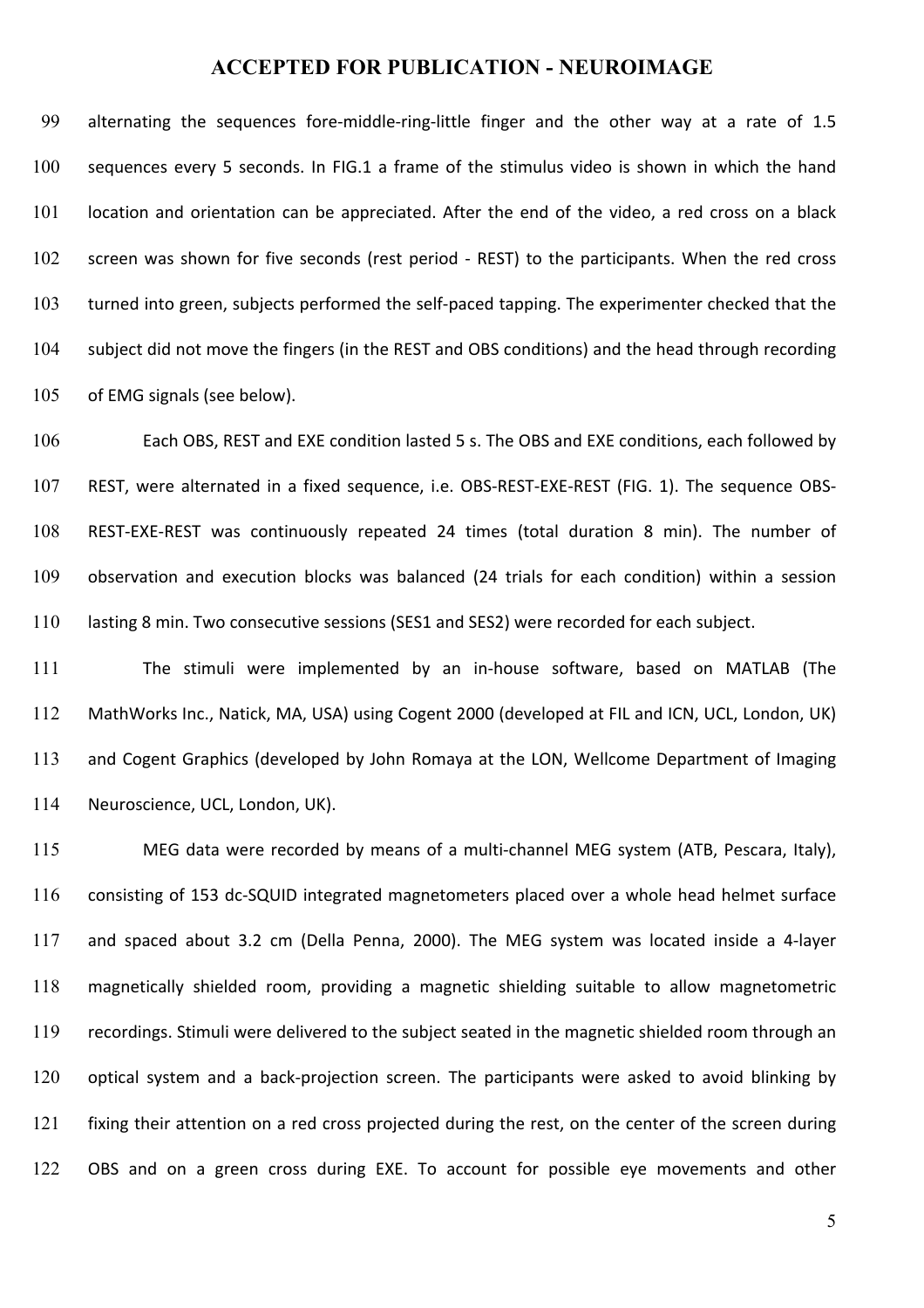alternating the sequences fore-middle-ring-little finger and the other way at a rate of 1.5 sequences every 5 seconds. In FIG.1 a frame of the stimulus video is shown in which the hand location and orientation can be appreciated. After the end of the video, a red cross on a black screen was shown for five seconds (rest period - REST) to the participants. When the red cross turned into green, subjects performed the self-paced tapping. The experimenter checked that the subject did not move the fingers (in the REST and OBS conditions) and the head through recording of EMG signals (see below).

Each OBS, REST and EXE condition lasted 5 s. The OBS and EXE conditions, each followed by REST, were alternated in a fixed sequence, i.e. OBS-REST-EXE-REST (FIG. 1). The sequence OBS-REST-EXE-REST was continuously repeated 24 times (total duration 8 min). The number of observation and execution blocks was balanced (24 trials for each condition) within a session lasting 8 min. Two consecutive sessions (SES1 and SES2) were recorded for each subject.

The stimuli were implemented by an in-house software, based on MATLAB (The MathWorks Inc., Natick, MA, USA) using Cogent 2000 (developed at FIL and ICN, UCL, London, UK) and Cogent Graphics (developed by John Romaya at the LON, Wellcome Department of Imaging Neuroscience, UCL, London, UK).

MEG data were recorded by means of a multi-channel MEG system (ATB, Pescara, Italy), consisting of 153 dc-SQUID integrated magnetometers placed over a whole head helmet surface and spaced about 3.2 cm (Della Penna, 2000). The MEG system was located inside a 4-layer magnetically shielded room, providing a magnetic shielding suitable to allow magnetometric recordings. Stimuli were delivered to the subject seated in the magnetic shielded room through an optical system and a back-projection screen. The participants were asked to avoid blinking by fixing their attention on a red cross projected during the rest, on the center of the screen during OBS and on a green cross during EXE. To account for possible eye movements and other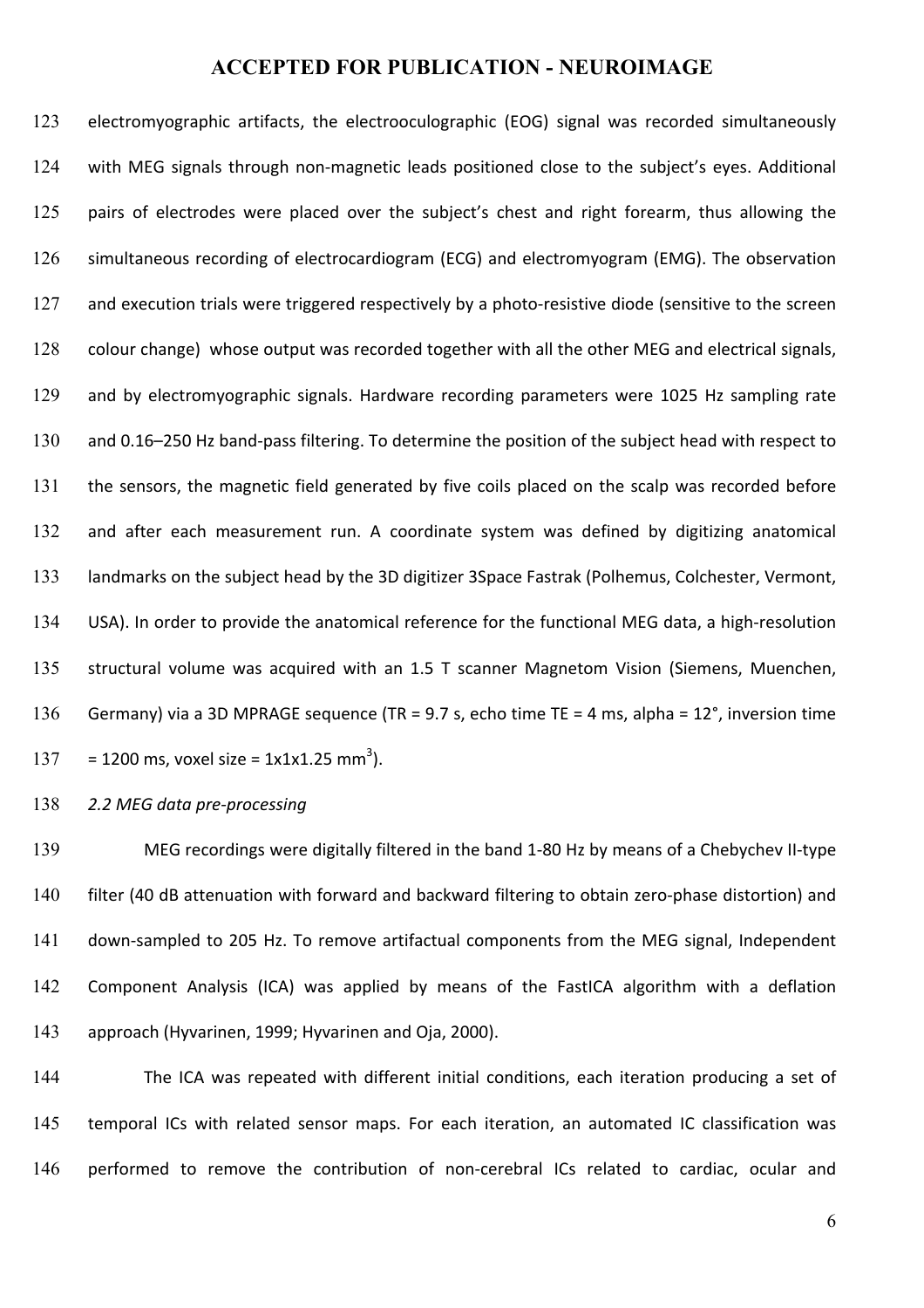electromyographic artifacts, the electrooculographic (EOG) signal was recorded simultaneously with MEG signals through non-magnetic leads positioned close to the subject's eyes. Additional pairs of electrodes were placed over the subject's chest and right forearm, thus allowing the simultaneous recording of electrocardiogram (ECG) and electromyogram (EMG). The observation and execution trials were triggered respectively by a photo-resistive diode (sensitive to the screen colour change) whose output was recorded together with all the other MEG and electrical signals, and by electromyographic signals. Hardware recording parameters were 1025 Hz sampling rate and 0.16–250 Hz band-pass filtering. To determine the position of the subject head with respect to the sensors, the magnetic field generated by five coils placed on the scalp was recorded before and after each measurement run. A coordinate system was defined by digitizing anatomical landmarks on the subject head by the 3D digitizer 3Space Fastrak (Polhemus, Colchester, Vermont, USA). In order to provide the anatomical reference for the functional MEG data, a high-resolution structural volume was acquired with an 1.5 T scanner Magnetom Vision (Siemens, Muenchen, Germany) via a 3D MPRAGE sequence (TR = 9.7 s, echo time TE = 4 ms, alpha = 12°, inversion time = 1200 ms, voxel size = 1x1x1.25 $mm^3$).

*2.2 MEG data pre-processing*

MEG recordings were digitally filtered in the band 1-80 Hz by means of a Chebychev II-type filter (40 dB attenuation with forward and backward filtering to obtain zero-phase distortion) and down-sampled to 205 Hz. To remove artifactual components from the MEG signal, Independent Component Analysis (ICA) was applied by means of the FastICA algorithm with a deflation approach (Hyvarinen, 1999; Hyvarinen and Oja, 2000).

The ICA was repeated with different initial conditions, each iteration producing a set of temporal ICs with related sensor maps. For each iteration, an automated IC classification was performed to remove the contribution of non-cerebral ICs related to cardiac, ocular and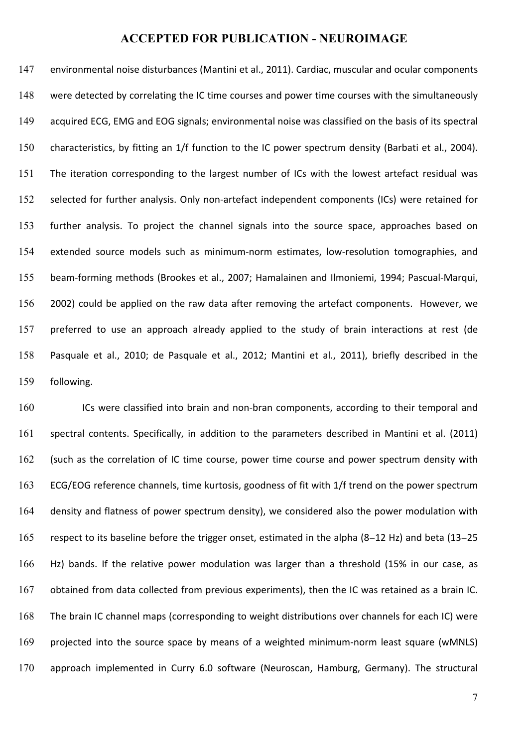environmental noise disturbances (Mantini et al., 2011). Cardiac, muscular and ocular components were detected by correlating the IC time courses and power time courses with the simultaneously acquired ECG, EMG and EOG signals; environmental noise was classified on the basis of its spectral characteristics, by fitting an 1/f function to the IC power spectrum density (Barbati et al., 2004). The iteration corresponding to the largest number of ICs with the lowest artefact residual was selected for further analysis. Only non-artefact independent components (ICs) were retained for further analysis. To project the channel signals into the source space, approaches based on extended source models such as minimum-norm estimates, low-resolution tomographies, and beam-forming methods (Brookes et al., 2007; Hamalainen and Ilmoniemi, 1994; Pascual-Marqui, 2002) could be applied on the raw data after removing the artefact components. However, we preferred to use an approach already applied to the study of brain interactions at rest (de Pasquale et al., 2010; de Pasquale et al., 2012; Mantini et al., 2011), briefly described in the following.

ICs were classified into brain and non-bran components, according to their temporal and spectral contents. Specifically, in addition to the parameters described in Mantini et al. (2011) (such as the correlation of IC time course, power time course and power spectrum density with ECG/EOG reference channels, time kurtosis, goodness of fit with 1/f trend on the power spectrum density and flatness of power spectrum density), we considered also the power modulation with respect to its baseline before the trigger onset, estimated in the alpha (8–12 Hz) and beta (13–25 Hz) bands. If the relative power modulation was larger than a threshold (15% in our case, as obtained from data collected from previous experiments), then the IC was retained as a brain IC. The brain IC channel maps (corresponding to weight distributions over channels for each IC) were projected into the source space by means of a weighted minimum-norm least square (wMNLS) approach implemented in Curry 6.0 software (Neuroscan, Hamburg, Germany). The structural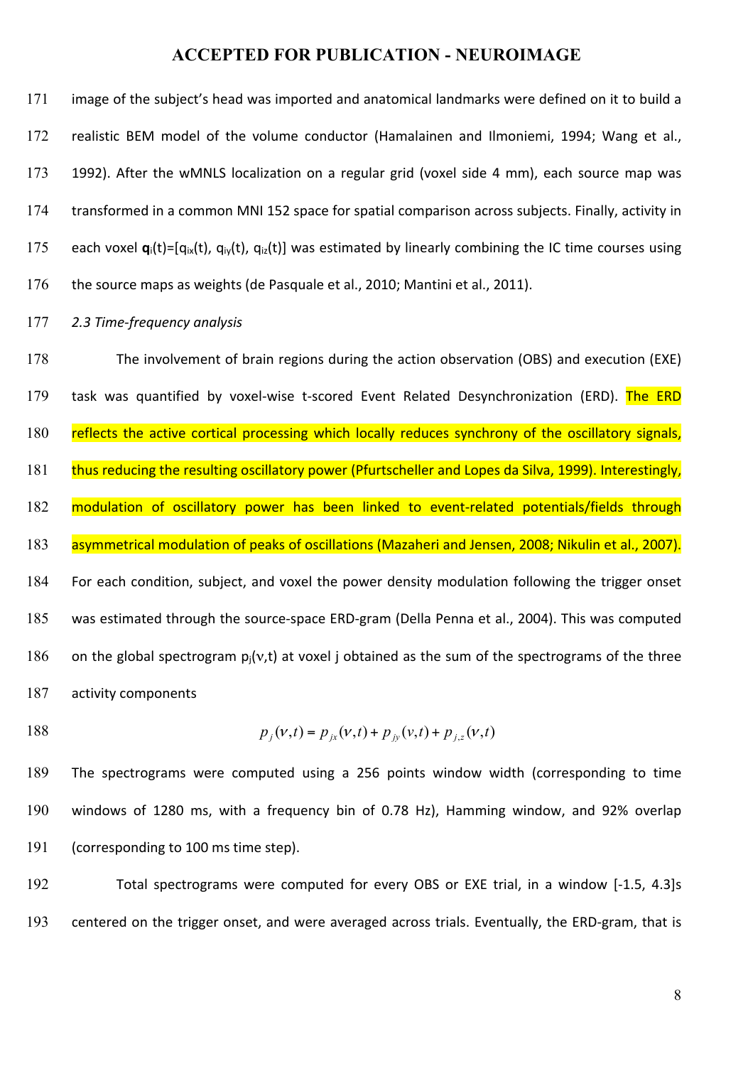image of the subject's head was imported and anatomical landmarks were defined on it to build a realistic BEM model of the volume conductor (Hamalainen and Ilmoniemi, 1994; Wang et al., 1992). After the wMNLS localization on a regular grid (voxel side 4 mm), each source map was transformed in a common MNI 152 space for spatial comparison across subjects. Finally, activity in each voxel $\mathbf{q}_i(t)=[q_{ix}(t), q_{iy}(t), q_{iz}(t)]$ was estimated by linearly combining the IC time courses using the source maps as weights (de Pasquale et al., 2010; Mantini et al., 2011).

*2.3 Time-frequency analysis*

The involvement of brain regions during the action observation (OBS) and execution (EXE) task was quantified by voxel-wise t-scored Event Related Desynchronization (ERD). The ERD reflects the active cortical processing which locally reduces synchrony of the oscillatory signals, thus reducing the resulting oscillatory power (Pfurtscheller and Lopes da Silva, 1999). Interestingly, modulation of oscillatory power has been linked to event-related potentials/fields through asymmetrical modulation of peaks of oscillations (Mazaheri and Jensen, 2008; Nikulin et al., 2007). For each condition, subject, and voxel the power density modulation following the trigger onset was estimated through the source-space ERD-gram (Della Penna et al., 2004). This was computed on the global spectrogram $p_j(\nu,t)$ at voxel j obtained as the sum of the spectrograms of the three activity components

$$p_j(\nu,t) = p_{jx}(\nu,t) + p_{jy}(\nu,t) + p_{j,z}(\nu,t)$$

The spectrograms were computed using a 256 points window width (corresponding to time windows of 1280 ms, with a frequency bin of 0.78 Hz), Hamming window, and 92% overlap (corresponding to 100 ms time step).

Total spectrograms were computed for every OBS or EXE trial, in a window [-1.5, 4.3]s centered on the trigger onset, and were averaged across trials. Eventually, the ERD-gram, that is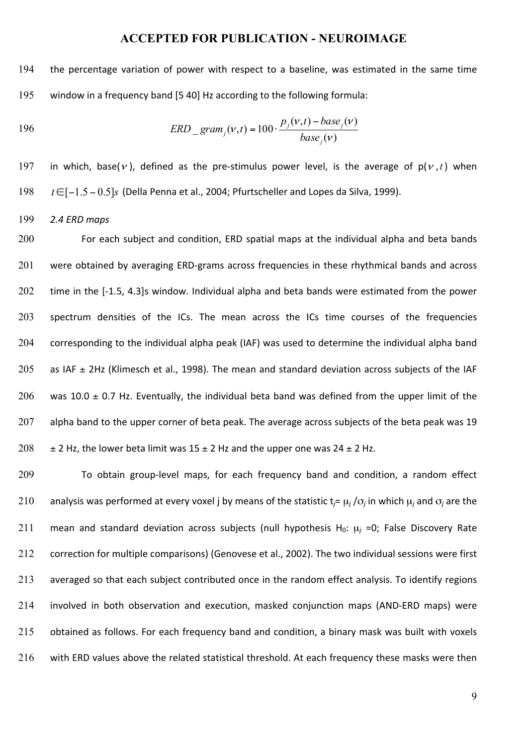the percentage variation of power with respect to a baseline, was estimated in the same time window in a frequency band [5 40] Hz according to the following formula:

$$ERD\_gram_j(\nu,t) = 100 \cdot \frac{p_j(\nu,t) - base_j(\nu)}{base_j(\nu)}$$

in which, base($\nu$), defined as the pre-stimulus power level, is the average of p($\nu$, $t$) when $t \in [-1.5 - 0.5]s$ (Della Penna et al., 2004; Pfurtscheller and Lopes da Silva, 1999).

*2.4 ERD maps*

For each subject and condition, ERD spatial maps at the individual alpha and beta bands were obtained by averaging ERD-grams across frequencies in these rhythmical bands and across time in the [-1.5, 4.3]s window. Individual alpha and beta bands were estimated from the power spectrum densities of the ICs. The mean across the ICs time courses of the frequencies corresponding to the individual alpha peak (IAF) was used to determine the individual alpha band as IAF ± 2Hz (Klimesch et al., 1998). The mean and standard deviation across subjects of the IAF was 10.0 ± 0.7 Hz. Eventually, the individual beta band was defined from the upper limit of the alpha band to the upper corner of beta peak. The average across subjects of the beta peak was 19 ± 2 Hz, the lower beta limit was 15 ± 2 Hz and the upper one was 24 ± 2 Hz.

To obtain group-level maps, for each frequency band and condition, a random effect analysis was performed at every voxel j by means of the statistic $t_j = \mu_j / \sigma_j$ in which $\mu_j$ and $\sigma_j$ are the mean and standard deviation across subjects (null hypothesis $H_0$: $\mu_j = 0$; False Discovery Rate correction for multiple comparisons) (Genovese et al., 2002). The two individual sessions were first averaged so that each subject contributed once in the random effect analysis. To identify regions involved in both observation and execution, masked conjunction maps (AND-ERD maps) were obtained as follows. For each frequency band and condition, a binary mask was built with voxels with ERD values above the related statistical threshold. At each frequency these masks were then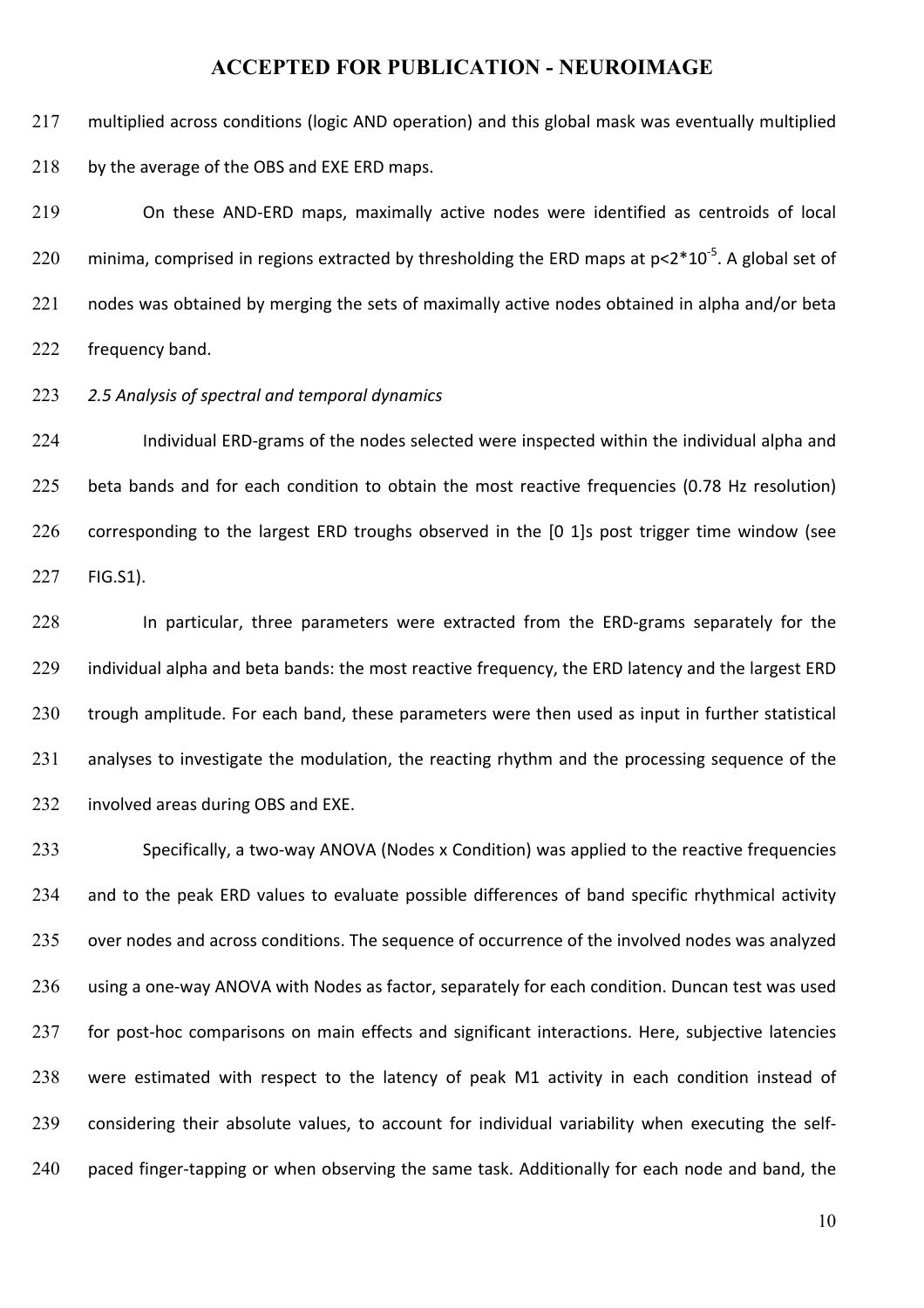multiplied across conditions (logic AND operation) and this global mask was eventually multiplied by the average of the OBS and EXE ERD maps.

On these AND-ERD maps, maximally active nodes were identified as centroids of local minima, comprised in regions extracted by thresholding the ERD maps at $p<2*10^{-5}$. A global set of nodes was obtained by merging the sets of maximally active nodes obtained in alpha and/or beta frequency band.

*2.5 Analysis of spectral and temporal dynamics*

Individual ERD-grams of the nodes selected were inspected within the individual alpha and beta bands and for each condition to obtain the most reactive frequencies (0.78 Hz resolution) corresponding to the largest ERD troughs observed in the [0 1]s post trigger time window (see FIG.S1).

In particular, three parameters were extracted from the ERD-grams separately for the individual alpha and beta bands: the most reactive frequency, the ERD latency and the largest ERD trough amplitude. For each band, these parameters were then used as input in further statistical analyses to investigate the modulation, the reacting rhythm and the processing sequence of the involved areas during OBS and EXE.

Specifically, a two-way ANOVA (Nodes x Condition) was applied to the reactive frequencies and to the peak ERD values to evaluate possible differences of band specific rhythmical activity over nodes and across conditions. The sequence of occurrence of the involved nodes was analyzed using a one-way ANOVA with Nodes as factor, separately for each condition. Duncan test was used for post-hoc comparisons on main effects and significant interactions. Here, subjective latencies were estimated with respect to the latency of peak M1 activity in each condition instead of considering their absolute values, to account for individual variability when executing the self-paced finger-tapping or when observing the same task. Additionally for each node and band, the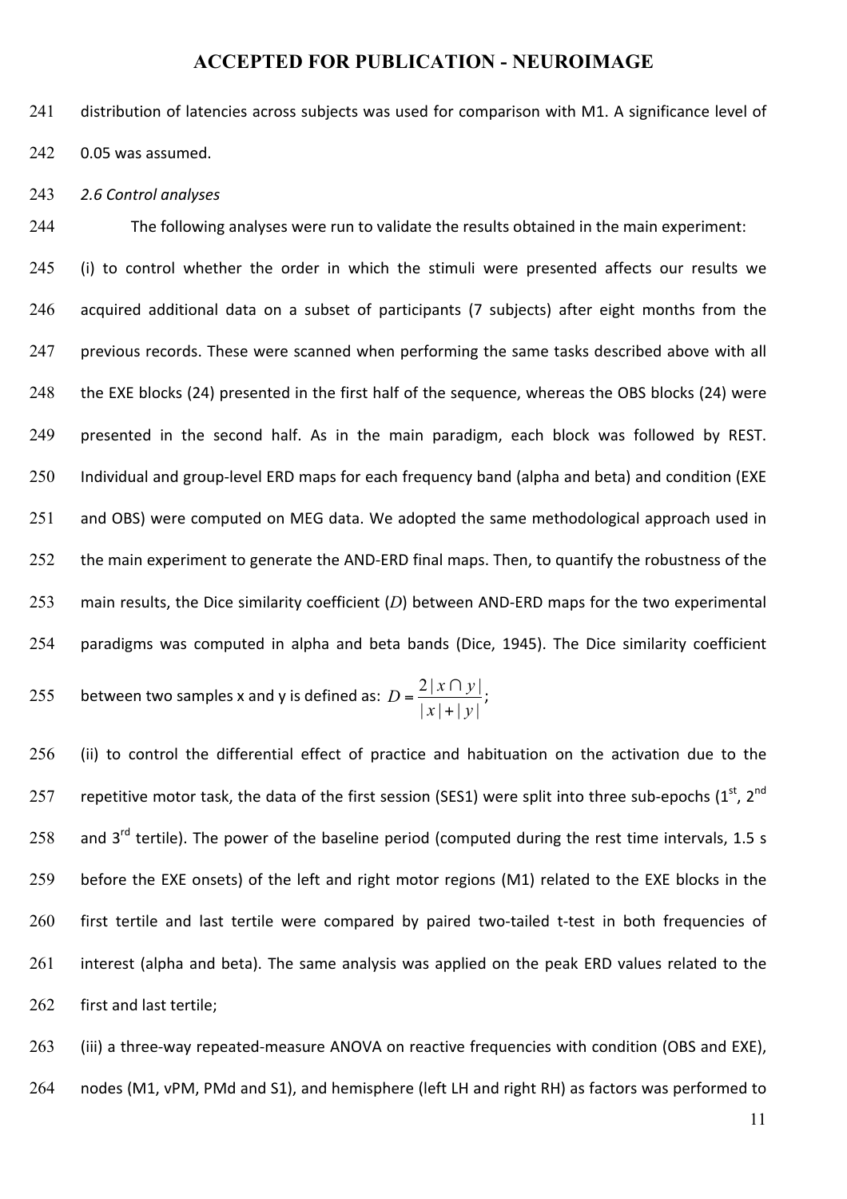distribution of latencies across subjects was used for comparison with M1. A significance level of 0.05 was assumed.

*2.6 Control analyses*

The following analyses were run to validate the results obtained in the main experiment:

(i) to control whether the order in which the stimuli were presented affects our results we acquired additional data on a subset of participants (7 subjects) after eight months from the previous records. These were scanned when performing the same tasks described above with all the EXE blocks (24) presented in the first half of the sequence, whereas the OBS blocks (24) were presented in the second half. As in the main paradigm, each block was followed by REST. Individual and group-level ERD maps for each frequency band (alpha and beta) and condition (EXE and OBS) were computed on MEG data. We adopted the same methodological approach used in the main experiment to generate the AND-ERD final maps. Then, to quantify the robustness of the main results, the Dice similarity coefficient ($D$) between AND-ERD maps for the two experimental paradigms was computed in alpha and beta bands (Dice, 1945). The Dice similarity coefficient between two samples x and y is defined as: $D = \frac{2|x \cap y|}{|x| + |y|}$;

(ii) to control the differential effect of practice and habituation on the activation due to the repetitive motor task, the data of the first session (SES1) were split into three sub-epochs (1st, 2nd and 3rd tertile). The power of the baseline period (computed during the rest time intervals, 1.5 s before the EXE onsets) of the left and right motor regions (M1) related to the EXE blocks in the first tertile and last tertile were compared by paired two-tailed t-test in both frequencies of interest (alpha and beta). The same analysis was applied on the peak ERD values related to the first and last tertile;

(iii) a three-way repeated-measure ANOVA on reactive frequencies with condition (OBS and EXE), nodes (M1, vPM, PMd and S1), and hemisphere (left LH and right RH) as factors was performed to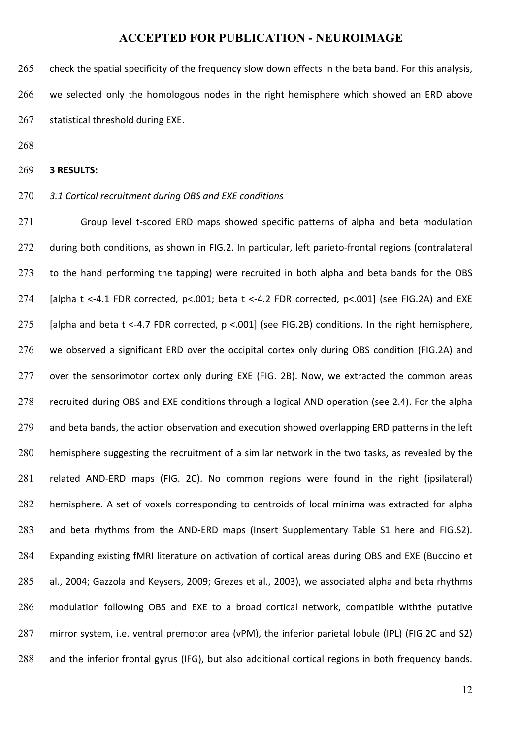check the spatial specificity of the frequency slow down effects in the beta band. For this analysis, we selected only the homologous nodes in the right hemisphere which showed an ERD above statistical threshold during EXE.

## 3 RESULTS:

### *3.1 Cortical recruitment during OBS and EXE conditions*

Group level t-scored ERD maps showed specific patterns of alpha and beta modulation during both conditions, as shown in FIG.2. In particular, left parieto-frontal regions (contralateral to the hand performing the tapping) were recruited in both alpha and beta bands for the OBS [alpha $t < -4.1$ FDR corrected, $p < .001$; beta $t < -4.2$ FDR corrected, $p < .001$] (see FIG.2A) and EXE [alpha and beta $t < -4.7$ FDR corrected, $p < .001$] (see FIG.2B) conditions. In the right hemisphere, we observed a significant ERD over the occipital cortex only during OBS condition (FIG.2A) and over the sensorimotor cortex only during EXE (FIG. 2B). Now, we extracted the common areas recruited during OBS and EXE conditions through a logical AND operation (see 2.4). For the alpha and beta bands, the action observation and execution showed overlapping ERD patterns in the left hemisphere suggesting the recruitment of a similar network in the two tasks, as revealed by the related AND-ERD maps (FIG. 2C). No common regions were found in the right (ipsilateral) hemisphere. A set of voxels corresponding to centroids of local minima was extracted for alpha and beta rhythms from the AND-ERD maps (Insert Supplementary Table S1 here and FIG.S2). Expanding existing fMRI literature on activation of cortical areas during OBS and EXE (Buccino et al., 2004; Gazzola and Keysers, 2009; Grezes et al., 2003), we associated alpha and beta rhythms modulation following OBS and EXE to a broad cortical network, compatible withthe putative mirror system, i.e. ventral premotor area (vPM), the inferior parietal lobule (IPL) (FIG.2C and S2) and the inferior frontal gyrus (IFG), but also additional cortical regions in both frequency bands.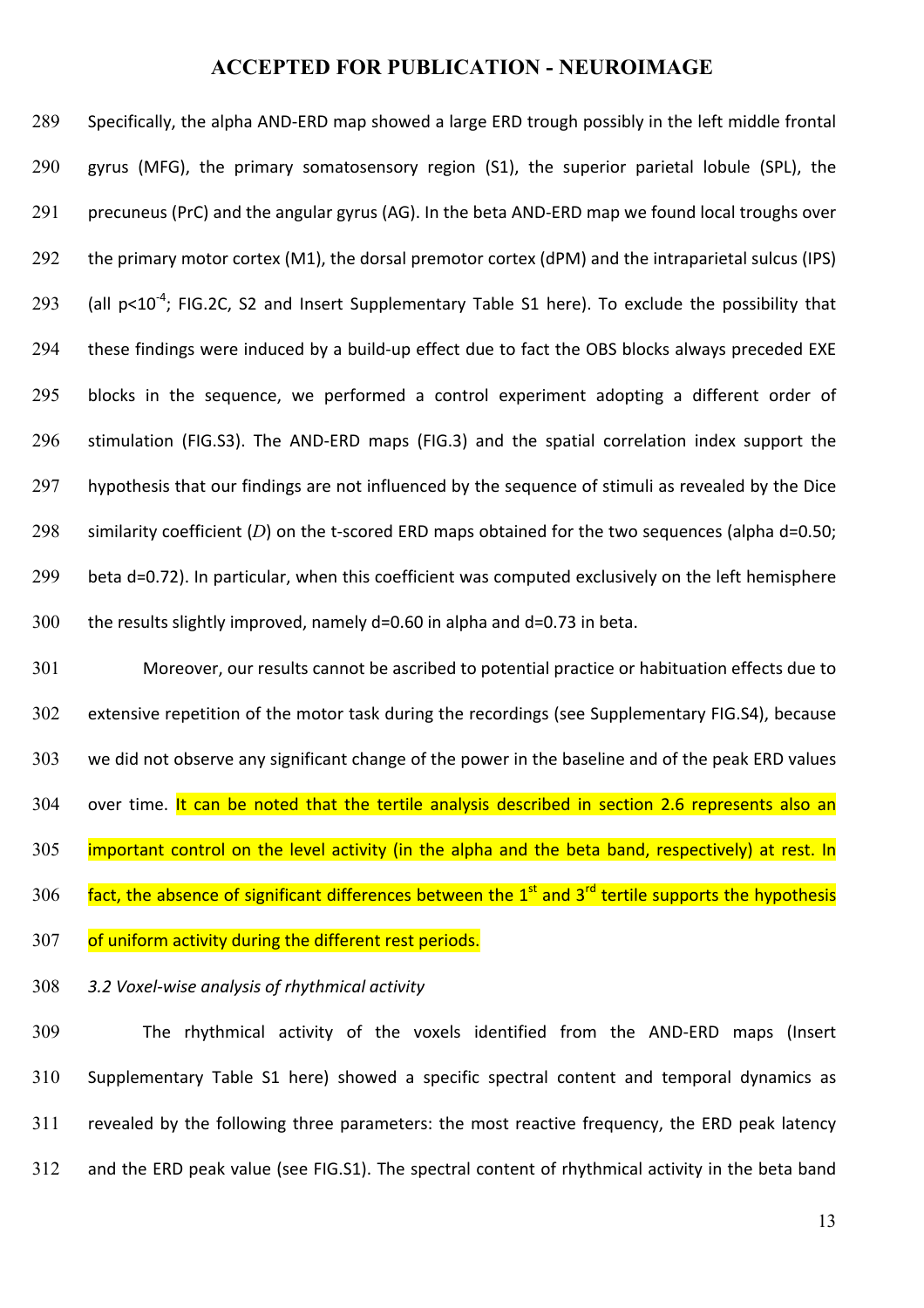Specifically, the alpha AND-ERD map showed a large ERD trough possibly in the left middle frontal gyrus (MFG), the primary somatosensory region (S1), the superior parietal lobule (SPL), the precuneus (PrC) and the angular gyrus (AG). In the beta AND-ERD map we found local troughs over the primary motor cortex (M1), the dorsal premotor cortex (dPM) and the intraparietal sulcus (IPS) (all $p<10^{-4}$; FIG.2C, S2 and Insert Supplementary Table S1 here). To exclude the possibility that these findings were induced by a build-up effect due to fact the OBS blocks always preceded EXE blocks in the sequence, we performed a control experiment adopting a different order of stimulation (FIG.S3). The AND-ERD maps (FIG.3) and the spatial correlation index support the hypothesis that our findings are not influenced by the sequence of stimuli as revealed by the Dice similarity coefficient ($D$) on the t-scored ERD maps obtained for the two sequences (alpha d=0.50; beta d=0.72). In particular, when this coefficient was computed exclusively on the left hemisphere the results slightly improved, namely d=0.60 in alpha and d=0.73 in beta.

Moreover, our results cannot be ascribed to potential practice or habituation effects due to extensive repetition of the motor task during the recordings (see Supplementary FIG.S4), because we did not observe any significant change of the power in the baseline and of the peak ERD values over time. It can be noted that the tertile analysis described in section 2.6 represents also an important control on the level activity (in the alpha and the beta band, respectively) at rest. In fact, the absence of significant differences between the 1st and 3rd tertile supports the hypothesis of uniform activity during the different rest periods.

*3.2 Voxel-wise analysis of rhythmical activity*

The rhythmical activity of the voxels identified from the AND-ERD maps (Insert Supplementary Table S1 here) showed a specific spectral content and temporal dynamics as revealed by the following three parameters: the most reactive frequency, the ERD peak latency and the ERD peak value (see FIG.S1). The spectral content of rhythmical activity in the beta band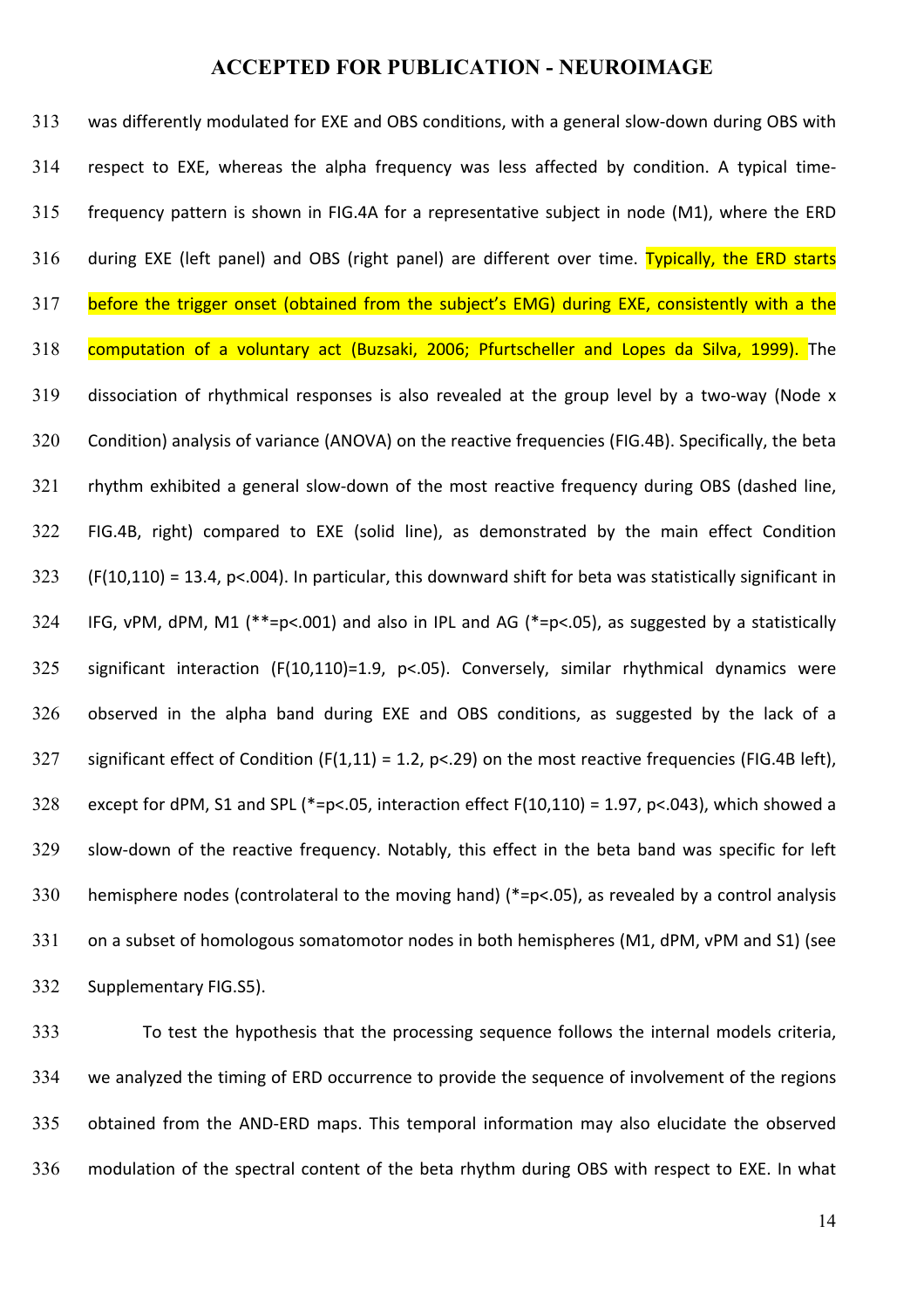was differently modulated for EXE and OBS conditions, with a general slow-down during OBS with respect to EXE, whereas the alpha frequency was less affected by condition. A typical time-frequency pattern is shown in FIG.4A for a representative subject in node (M1), where the ERD during EXE (left panel) and OBS (right panel) are different over time. Typically, the ERD starts before the trigger onset (obtained from the subject's EMG) during EXE, consistently with a the computation of a voluntary act (Buzsaki, 2006; Pfurtscheller and Lopes da Silva, 1999). The dissociation of rhythmical responses is also revealed at the group level by a two-way (Node x Condition) analysis of variance (ANOVA) on the reactive frequencies (FIG.4B). Specifically, the beta rhythm exhibited a general slow-down of the most reactive frequency during OBS (dashed line, FIG.4B, right) compared to EXE (solid line), as demonstrated by the main effect Condition ($F(10,110) = 13.4$, $p<.004$). In particular, this downward shift for beta was statistically significant in IFG, vPM, dPM, M1 (**=$p<.001$) and also in IPL and AG (*=$p<.05$), as suggested by a statistically significant interaction ($F(10,110)=1.9$, $p<.05$). Conversely, similar rhythmical dynamics were observed in the alpha band during EXE and OBS conditions, as suggested by the lack of a significant effect of Condition ($F(1,11) = 1.2$, $p<.29$) on the most reactive frequencies (FIG.4B left), except for dPM, S1 and SPL (*=$p<.05$, interaction effect $F(10,110) = 1.97$, $p<.043$), which showed a slow-down of the reactive frequency. Notably, this effect in the beta band was specific for left hemisphere nodes (controlateral to the moving hand) (*=$p<.05$), as revealed by a control analysis on a subset of homologous somatomotor nodes in both hemispheres (M1, dPM, vPM and S1) (see Supplementary FIG.S5).

To test the hypothesis that the processing sequence follows the internal models criteria, we analyzed the timing of ERD occurrence to provide the sequence of involvement of the regions obtained from the AND-ERD maps. This temporal information may also elucidate the observed modulation of the spectral content of the beta rhythm during OBS with respect to EXE. In what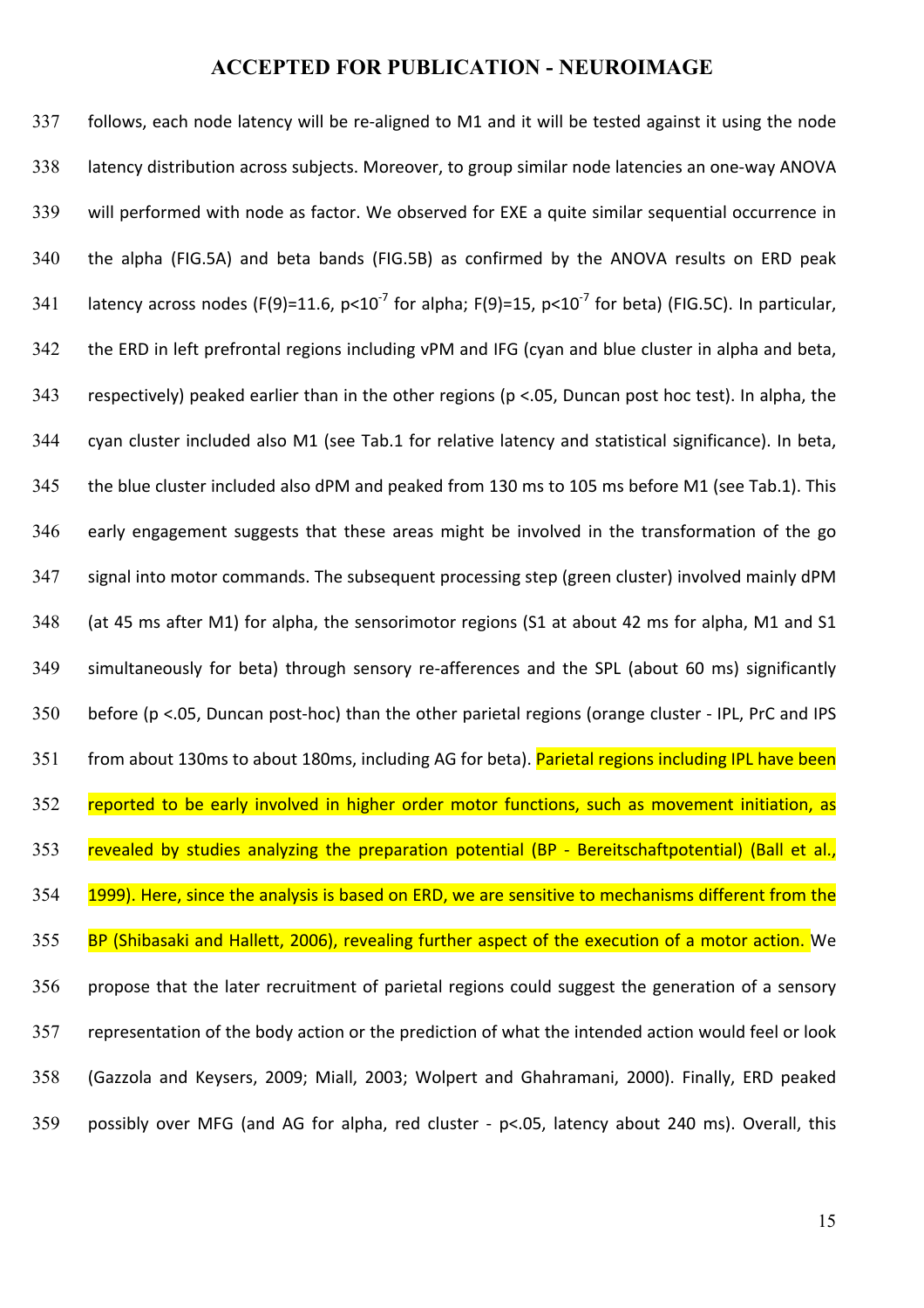follows, each node latency will be re-aligned to M1 and it will be tested against it using the node latency distribution across subjects. Moreover, to group similar node latencies an one-way ANOVA will performed with node as factor. We observed for EXE a quite similar sequential occurrence in the alpha (FIG.5A) and beta bands (FIG.5B) as confirmed by the ANOVA results on ERD peak latency across nodes ($F(9)=11.6$, $p<10^{-7}$ for alpha; $F(9)=15$, $p<10^{-7}$ for beta) (FIG.5C). In particular, the ERD in left prefrontal regions including vPM and IFG (cyan and blue cluster in alpha and beta, respectively) peaked earlier than in the other regions ($p <.05$, Duncan post hoc test). In alpha, the cyan cluster included also M1 (see Tab.1 for relative latency and statistical significance). In beta, the blue cluster included also dPM and peaked from 130 ms to 105 ms before M1 (see Tab.1). This early engagement suggests that these areas might be involved in the transformation of the go signal into motor commands. The subsequent processing step (green cluster) involved mainly dPM (at 45 ms after M1) for alpha, the sensorimotor regions (S1 at about 42 ms for alpha, M1 and S1 simultaneously for beta) through sensory re-afferences and the SPL (about 60 ms) significantly before ($p <.05$, Duncan post-hoc) than the other parietal regions (orange cluster - IPL, PrC and IPS from about 130ms to about 180ms, including AG for beta). Parietal regions including IPL have been reported to be early involved in higher order motor functions, such as movement initiation, as revealed by studies analyzing the preparation potential (BP - Bereitschaftpotential) (Ball et al., 1999). Here, since the analysis is based on ERD, we are sensitive to mechanisms different from the BP (Shibasaki and Hallett, 2006), revealing further aspect of the execution of a motor action. We propose that the later recruitment of parietal regions could suggest the generation of a sensory representation of the body action or the prediction of what the intended action would feel or look (Gazzola and Keysers, 2009; Miall, 2003; Wolpert and Ghahramani, 2000). Finally, ERD peaked possibly over MFG (and AG for alpha, red cluster - $p<.05$, latency about 240 ms). Overall, this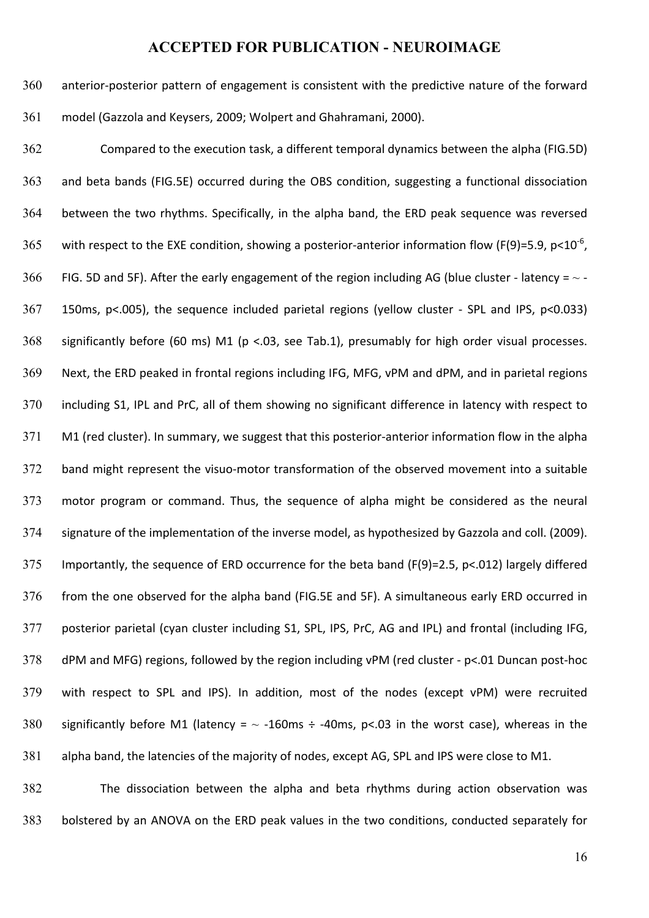anterior-posterior pattern of engagement is consistent with the predictive nature of the forward model (Gazzola and Keysers, 2009; Wolpert and Ghahramani, 2000).

Compared to the execution task, a different temporal dynamics between the alpha (FIG.5D) and beta bands (FIG.5E) occurred during the OBS condition, suggesting a functional dissociation between the two rhythms. Specifically, in the alpha band, the ERD peak sequence was reversed with respect to the EXE condition, showing a posterior-anterior information flow ($F(9)=5.9$, $p<10^{-6}$, FIG. 5D and 5F). After the early engagement of the region including AG (blue cluster - latency = $\sim$ -150ms, $p<.005$), the sequence included parietal regions (yellow cluster - SPL and IPS, $p<0.033$) significantly before (60 ms) M1 ($p<.03$, see Tab.1), presumably for high order visual processes. Next, the ERD peaked in frontal regions including IFG, MFG, vPM and dPM, and in parietal regions including S1, IPL and PrC, all of them showing no significant difference in latency with respect to M1 (red cluster). In summary, we suggest that this posterior-anterior information flow in the alpha band might represent the visuo-motor transformation of the observed movement into a suitable motor program or command. Thus, the sequence of alpha might be considered as the neural signature of the implementation of the inverse model, as hypothesized by Gazzola and coll. (2009). Importantly, the sequence of ERD occurrence for the beta band ($F(9)=2.5$, $p<.012$) largely differed from the one observed for the alpha band (FIG.5E and 5F). A simultaneous early ERD occurred in posterior parietal (cyan cluster including S1, SPL, IPS, PrC, AG and IPL) and frontal (including IFG, dPM and MFG) regions, followed by the region including vPM (red cluster - $p<.01$ Duncan post-hoc with respect to SPL and IPS). In addition, most of the nodes (except vPM) were recruited significantly before M1 (latency = $\sim$ -160ms $\div$ -40ms, $p<.03$ in the worst case), whereas in the alpha band, the latencies of the majority of nodes, except AG, SPL and IPS were close to M1.

The dissociation between the alpha and beta rhythms during action observation was bolstered by an ANOVA on the ERD peak values in the two conditions, conducted separately for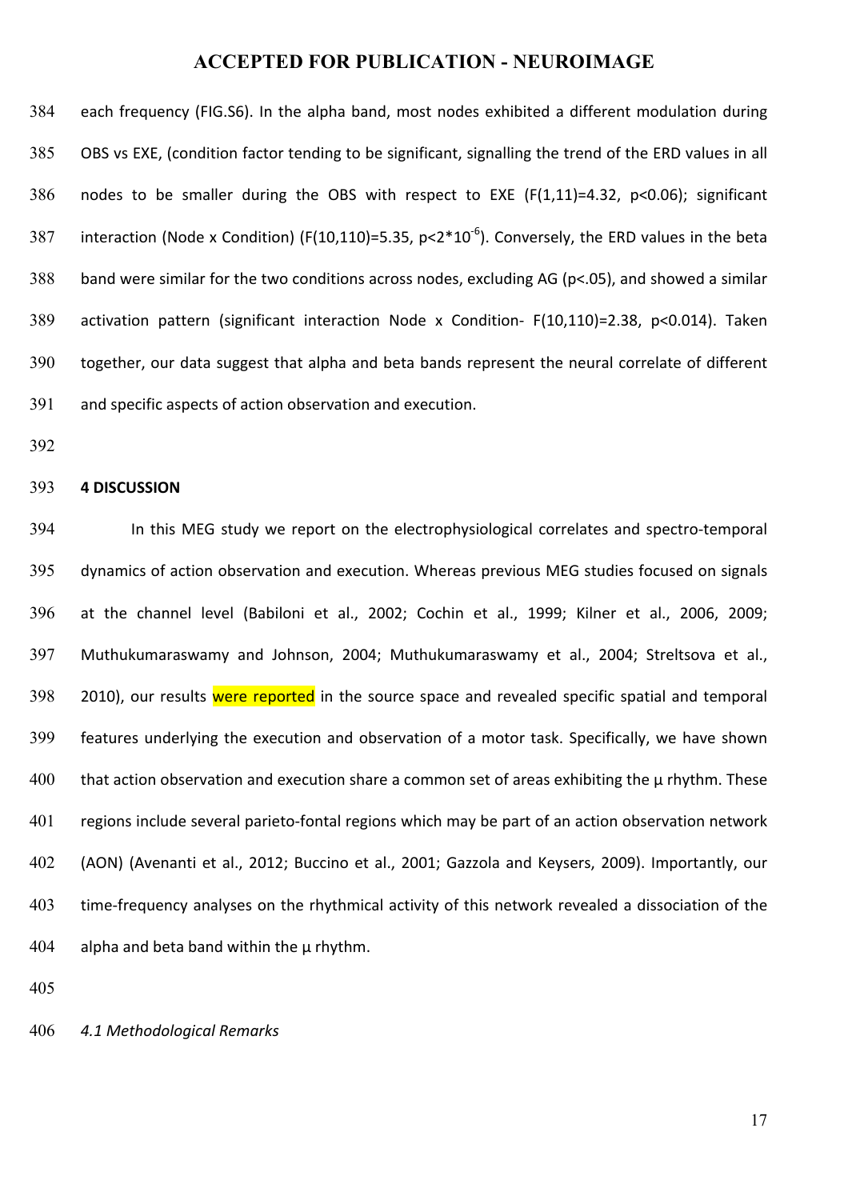each frequency (FIG.S6). In the alpha band, most nodes exhibited a different modulation during OBS vs EXE, (condition factor tending to be significant, signalling the trend of the ERD values in all nodes to be smaller during the OBS with respect to EXE ($F(1,11)=4.32$, $p<0.06$); significant interaction (Node x Condition) ($F(10,110)=5.35$, $p<2*10^{-6}$). Conversely, the ERD values in the beta band were similar for the two conditions across nodes, excluding AG ($p<.05$), and showed a similar activation pattern (significant interaction Node x Condition- $F(10,110)=2.38$, $p<0.014$). Taken together, our data suggest that alpha and beta bands represent the neural correlate of different and specific aspects of action observation and execution.

## 4 DISCUSSION

In this MEG study we report on the electrophysiological correlates and spectro-temporal dynamics of action observation and execution. Whereas previous MEG studies focused on signals at the channel level (Babiloni et al., 2002; Cochin et al., 1999; Kilner et al., 2006, 2009; Muthukumaraswamy and Johnson, 2004; Muthukumaraswamy et al., 2004; Streltsova et al., 2010), our results were reported in the source space and revealed specific spatial and temporal features underlying the execution and observation of a motor task. Specifically, we have shown that action observation and execution share a common set of areas exhibiting the μ rhythm. These regions include several parieto-fontal regions which may be part of an action observation network (AON) (Avenanti et al., 2012; Buccino et al., 2001; Gazzola and Keysers, 2009). Importantly, our time-frequency analyses on the rhythmical activity of this network revealed a dissociation of the alpha and beta band within the μ rhythm.

### *4.1 Methodological Remarks*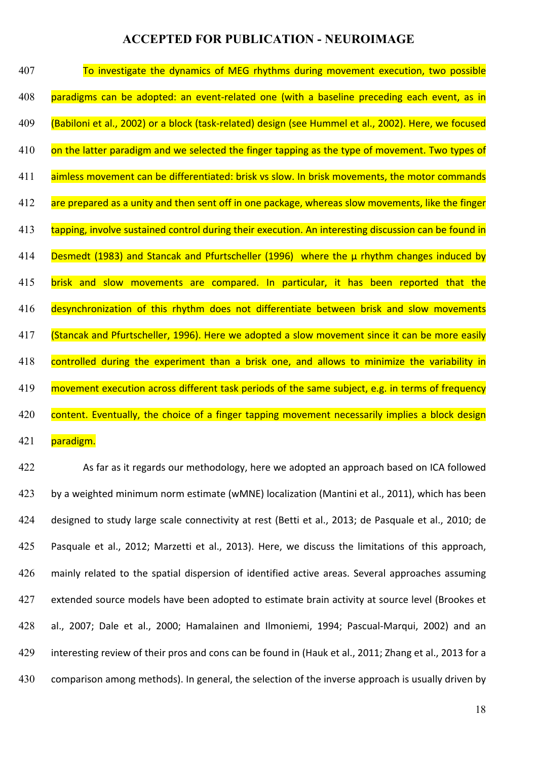To investigate the dynamics of MEG rhythms during movement execution, two possible paradigms can be adopted: an event-related one (with a baseline preceding each event, as in (Babiloni et al., 2002) or a block (task-related) design (see Hummel et al., 2002). Here, we focused on the latter paradigm and we selected the finger tapping as the type of movement. Two types of aimless movement can be differentiated: brisk vs slow. In brisk movements, the motor commands are prepared as a unity and then sent off in one package, whereas slow movements, like the finger tapping, involve sustained control during their execution. An interesting discussion can be found in Desmedt (1983) and Stancak and Pfurtscheller (1996) where the μ rhythm changes induced by brisk and slow movements are compared. In particular, it has been reported that the desynchronization of this rhythm does not differentiate between brisk and slow movements (Stancak and Pfurtscheller, 1996). Here we adopted a slow movement since it can be more easily controlled during the experiment than a brisk one, and allows to minimize the variability in movement execution across different task periods of the same subject, e.g. in terms of frequency content. Eventually, the choice of a finger tapping movement necessarily implies a block design paradigm.

As far as it regards our methodology, here we adopted an approach based on ICA followed by a weighted minimum norm estimate (wMNE) localization (Mantini et al., 2011), which has been designed to study large scale connectivity at rest (Betti et al., 2013; de Pasquale et al., 2010; de Pasquale et al., 2012; Marzetti et al., 2013). Here, we discuss the limitations of this approach, mainly related to the spatial dispersion of identified active areas. Several approaches assuming extended source models have been adopted to estimate brain activity at source level (Brookes et al., 2007; Dale et al., 2000; Hamalainen and Ilmoniemi, 1994; Pascual-Marqui, 2002) and an interesting review of their pros and cons can be found in (Hauk et al., 2011; Zhang et al., 2013 for a comparison among methods). In general, the selection of the inverse approach is usually driven by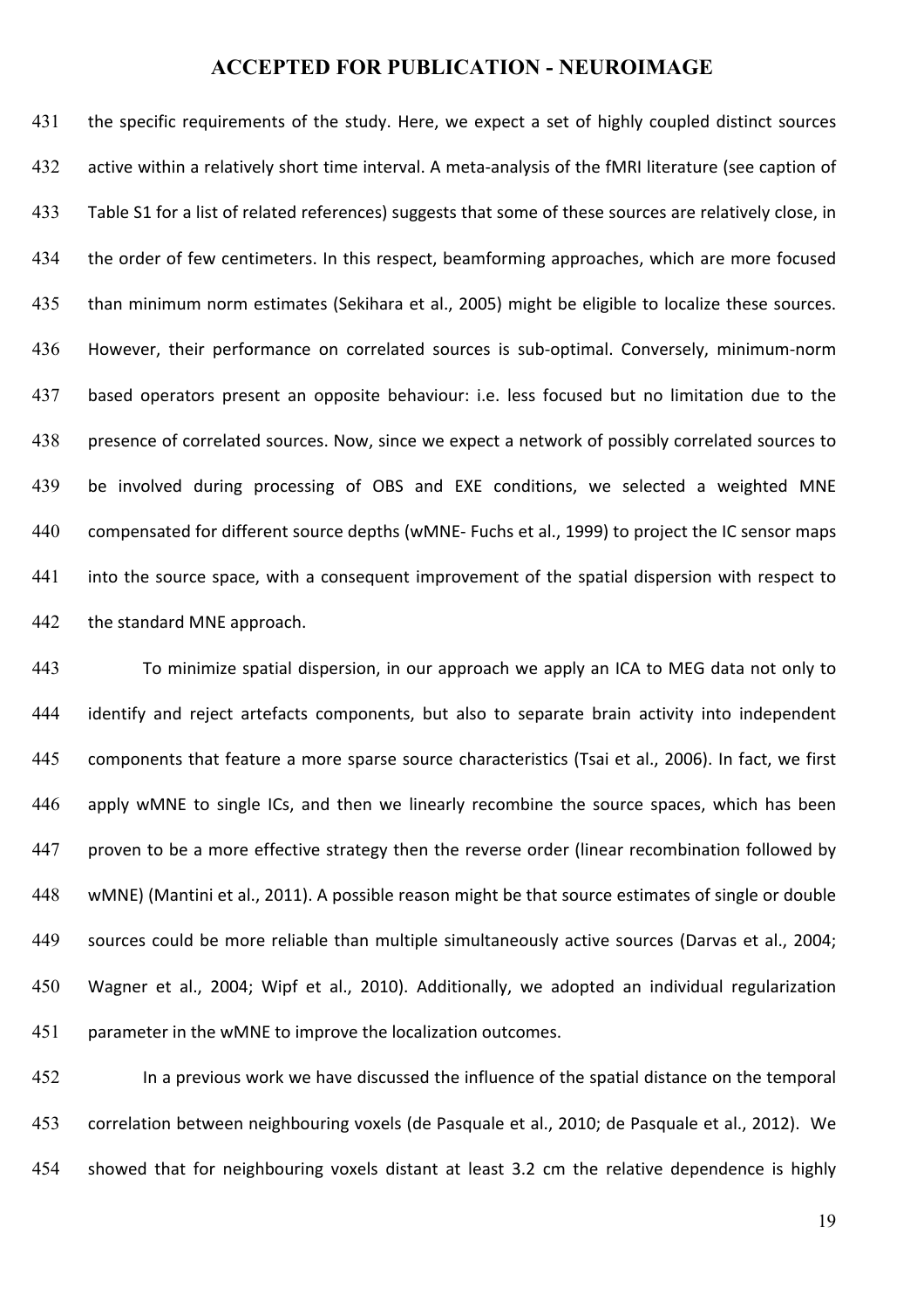the specific requirements of the study. Here, we expect a set of highly coupled distinct sources active within a relatively short time interval. A meta-analysis of the fMRI literature (see caption of Table S1 for a list of related references) suggests that some of these sources are relatively close, in the order of few centimeters. In this respect, beamforming approaches, which are more focused than minimum norm estimates (Sekihara et al., 2005) might be eligible to localize these sources. However, their performance on correlated sources is sub-optimal. Conversely, minimum-norm based operators present an opposite behaviour: i.e. less focused but no limitation due to the presence of correlated sources. Now, since we expect a network of possibly correlated sources to be involved during processing of OBS and EXE conditions, we selected a weighted MNE compensated for different source depths (wMNE- Fuchs et al., 1999) to project the IC sensor maps into the source space, with a consequent improvement of the spatial dispersion with respect to the standard MNE approach.

To minimize spatial dispersion, in our approach we apply an ICA to MEG data not only to identify and reject artefacts components, but also to separate brain activity into independent components that feature a more sparse source characteristics (Tsai et al., 2006). In fact, we first apply wMNE to single ICs, and then we linearly recombine the source spaces, which has been proven to be a more effective strategy then the reverse order (linear recombination followed by wMNE) (Mantini et al., 2011). A possible reason might be that source estimates of single or double sources could be more reliable than multiple simultaneously active sources (Darvas et al., 2004; Wagner et al., 2004; Wipf et al., 2010). Additionally, we adopted an individual regularization parameter in the wMNE to improve the localization outcomes.

In a previous work we have discussed the influence of the spatial distance on the temporal correlation between neighbouring voxels (de Pasquale et al., 2010; de Pasquale et al., 2012). We showed that for neighbouring voxels distant at least 3.2 cm the relative dependence is highly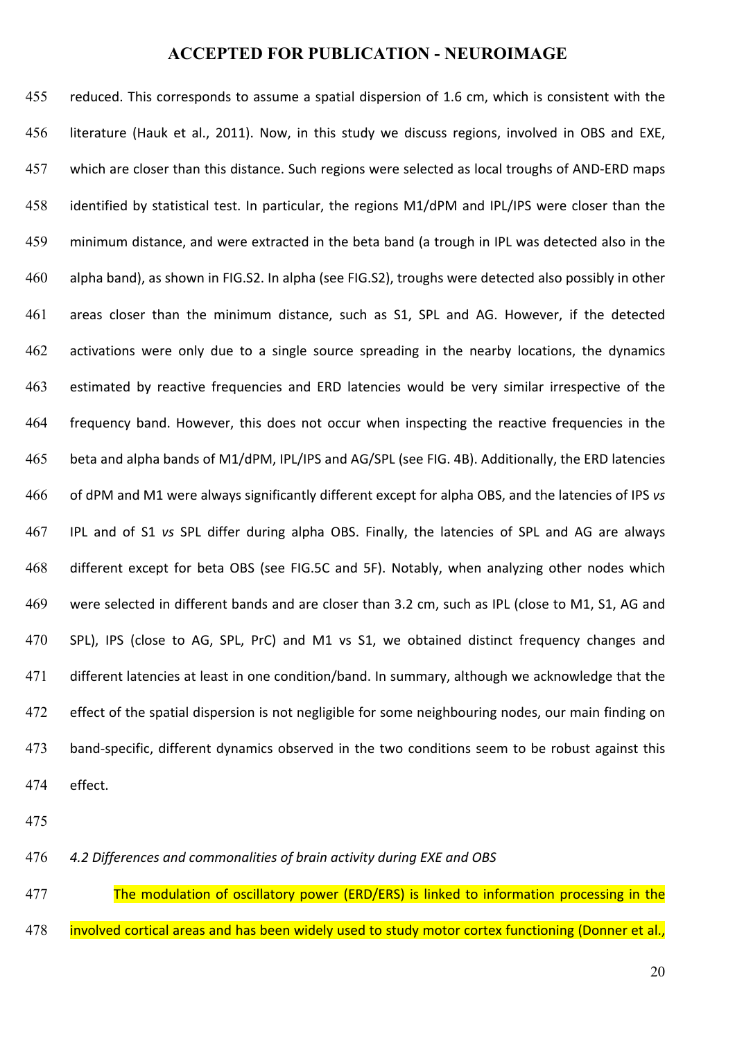reduced. This corresponds to assume a spatial dispersion of 1.6 cm, which is consistent with the literature (Hauk et al., 2011). Now, in this study we discuss regions, involved in OBS and EXE, which are closer than this distance. Such regions were selected as local troughs of AND-ERD maps identified by statistical test. In particular, the regions M1/dPM and IPL/IPS were closer than the minimum distance, and were extracted in the beta band (a trough in IPL was detected also in the alpha band), as shown in FIG.S2. In alpha (see FIG.S2), troughs were detected also possibly in other areas closer than the minimum distance, such as S1, SPL and AG. However, if the detected activations were only due to a single source spreading in the nearby locations, the dynamics estimated by reactive frequencies and ERD latencies would be very similar irrespective of the frequency band. However, this does not occur when inspecting the reactive frequencies in the beta and alpha bands of M1/dPM, IPL/IPS and AG/SPL (see FIG. 4B). Additionally, the ERD latencies of dPM and M1 were always significantly different except for alpha OBS, and the latencies of IPS *vs* IPL and of S1 *vs* SPL differ during alpha OBS. Finally, the latencies of SPL and AG are always different except for beta OBS (see FIG.5C and 5F). Notably, when analyzing other nodes which were selected in different bands and are closer than 3.2 cm, such as IPL (close to M1, S1, AG and SPL), IPS (close to AG, SPL, PrC) and M1 vs S1, we obtained distinct frequency changes and different latencies at least in one condition/band. In summary, although we acknowledge that the effect of the spatial dispersion is not negligible for some neighbouring nodes, our main finding on band-specific, different dynamics observed in the two conditions seem to be robust against this effect.

### *4.2 Differences and commonalities of brain activity during EXE and OBS*

The modulation of oscillatory power (ERD/ERS) is linked to information processing in the involved cortical areas and has been widely used to study motor cortex functioning (Donner et al.,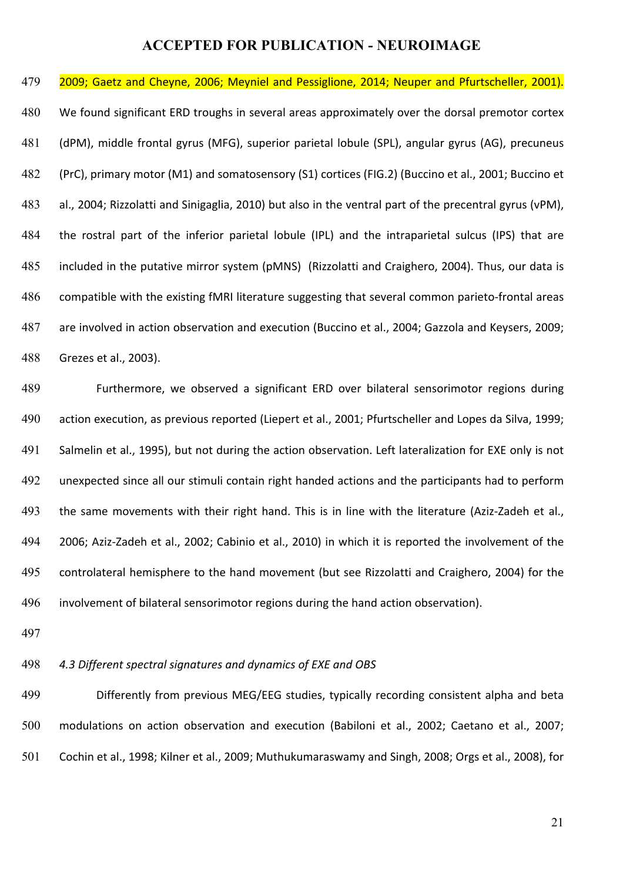2009; Gaetz and Cheyne, 2006; Meyniel and Pessiglione, 2014; Neuper and Pfurtscheller, 2001). We found significant ERD troughs in several areas approximately over the dorsal premotor cortex (dPM), middle frontal gyrus (MFG), superior parietal lobule (SPL), angular gyrus (AG), precuneus (PrC), primary motor (M1) and somatosensory (S1) cortices (FIG.2) (Buccino et al., 2001; Buccino et al., 2004; Rizzolatti and Sinigaglia, 2010) but also in the ventral part of the precentral gyrus (vPM), the rostral part of the inferior parietal lobule (IPL) and the intraparietal sulcus (IPS) that are included in the putative mirror system (pMNS) (Rizzolatti and Craighero, 2004). Thus, our data is compatible with the existing fMRI literature suggesting that several common parieto-frontal areas are involved in action observation and execution (Buccino et al., 2004; Gazzola and Keysers, 2009; Grezes et al., 2003).

Furthermore, we observed a significant ERD over bilateral sensorimotor regions during action execution, as previous reported (Liepert et al., 2001; Pfurtscheller and Lopes da Silva, 1999; Salmelin et al., 1995), but not during the action observation. Left lateralization for EXE only is not unexpected since all our stimuli contain right handed actions and the participants had to perform the same movements with their right hand. This is in line with the literature (Aziz-Zadeh et al., 2006; Aziz-Zadeh et al., 2002; Cabinio et al., 2010) in which it is reported the involvement of the controlateral hemisphere to the hand movement (but see Rizzolatti and Craighero, 2004) for the involvement of bilateral sensorimotor regions during the hand action observation).

### *4.3 Different spectral signatures and dynamics of EXE and OBS*

Differently from previous MEG/EEG studies, typically recording consistent alpha and beta modulations on action observation and execution (Babiloni et al., 2002; Caetano et al., 2007; Cochin et al., 1998; Kilner et al., 2009; Muthukumaraswamy and Singh, 2008; Orgs et al., 2008), for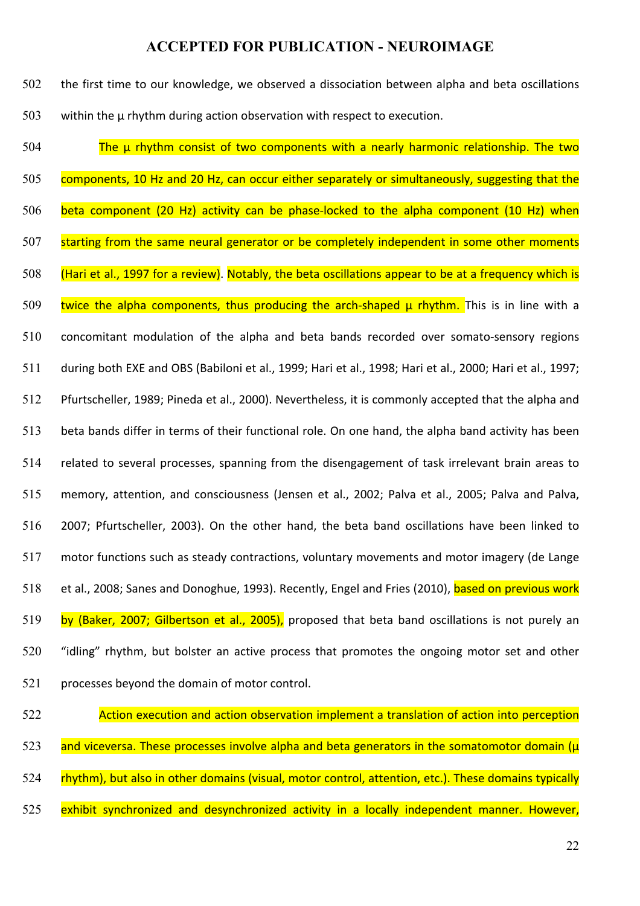the first time to our knowledge, we observed a dissociation between alpha and beta oscillations within the µ rhythm during action observation with respect to execution.

The µ rhythm consist of two components with a nearly harmonic relationship. The two components, 10 Hz and 20 Hz, can occur either separately or simultaneously, suggesting that the beta component (20 Hz) activity can be phase-locked to the alpha component (10 Hz) when starting from the same neural generator or be completely independent in some other moments (Hari et al., 1997 for a review). Notably, the beta oscillations appear to be at a frequency which is twice the alpha components, thus producing the arch-shaped µ rhythm. This is in line with a concomitant modulation of the alpha and beta bands recorded over somato-sensory regions during both EXE and OBS (Babiloni et al., 1999; Hari et al., 1998; Hari et al., 2000; Hari et al., 1997; Pfurtscheller, 1989; Pineda et al., 2000). Nevertheless, it is commonly accepted that the alpha and beta bands differ in terms of their functional role. On one hand, the alpha band activity has been related to several processes, spanning from the disengagement of task irrelevant brain areas to memory, attention, and consciousness (Jensen et al., 2002; Palva et al., 2005; Palva and Palva, 2007; Pfurtscheller, 2003). On the other hand, the beta band oscillations have been linked to motor functions such as steady contractions, voluntary movements and motor imagery (de Lange et al., 2008; Sanes and Donoghue, 1993). Recently, Engel and Fries (2010), based on previous work by (Baker, 2007; Gilbertson et al., 2005), proposed that beta band oscillations is not purely an "idling" rhythm, but bolster an active process that promotes the ongoing motor set and other processes beyond the domain of motor control.

Action execution and action observation implement a translation of action into perception and viceversa. These processes involve alpha and beta generators in the somatomotor domain (µ rhythm), but also in other domains (visual, motor control, attention, etc.). These domains typically exhibit synchronized and desynchronized activity in a locally independent manner. However,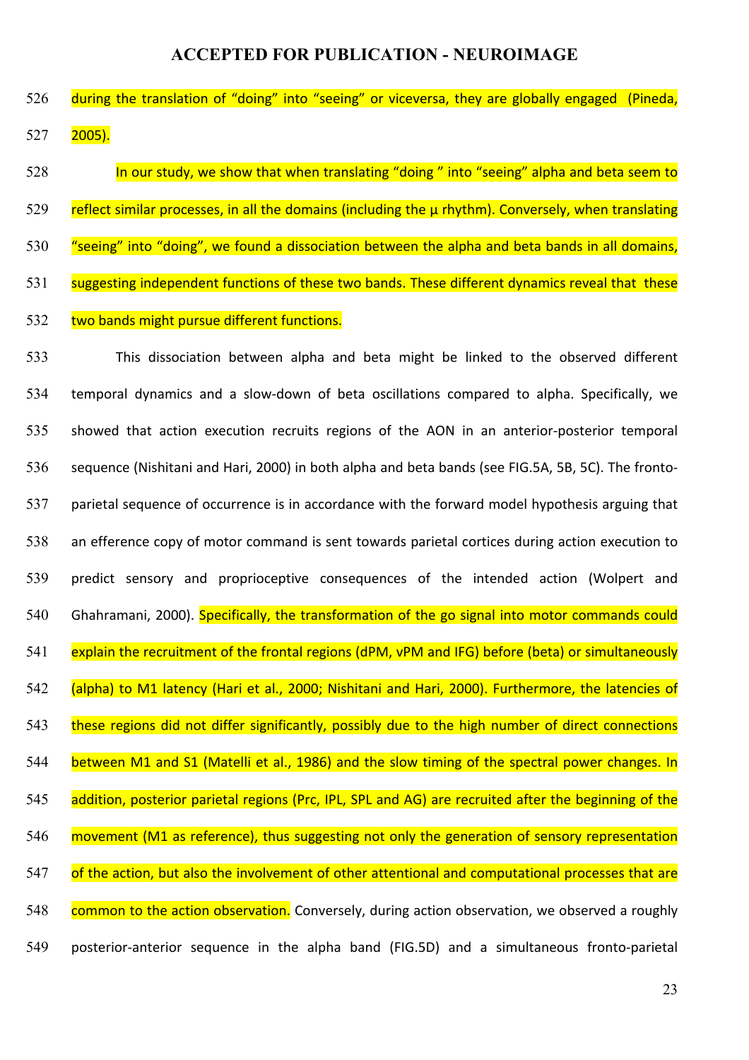during the translation of “doing” into “seeing” or viceversa, they are globally engaged (Pineda, 2005).

In our study, we show that when translating “doing ” into “seeing” alpha and beta seem to reflect similar processes, in all the domains (including the μ rhythm). Conversely, when translating “seeing” into “doing”, we found a dissociation between the alpha and beta bands in all domains, suggesting independent functions of these two bands. These different dynamics reveal that these two bands might pursue different functions.

This dissociation between alpha and beta might be linked to the observed different temporal dynamics and a slow-down of beta oscillations compared to alpha. Specifically, we showed that action execution recruits regions of the AON in an anterior-posterior temporal sequence (Nishitani and Hari, 2000) in both alpha and beta bands (see FIG.5A, 5B, 5C). The fronto-parietal sequence of occurrence is in accordance with the forward model hypothesis arguing that an efference copy of motor command is sent towards parietal cortices during action execution to predict sensory and proprioceptive consequences of the intended action (Wolpert and Ghahramani, 2000). Specifically, the transformation of the go signal into motor commands could explain the recruitment of the frontal regions (dPM, vPM and IFG) before (beta) or simultaneously (alpha) to M1 latency (Hari et al., 2000; Nishitani and Hari, 2000). Furthermore, the latencies of these regions did not differ significantly, possibly due to the high number of direct connections between M1 and S1 (Matelli et al., 1986) and the slow timing of the spectral power changes. In addition, posterior parietal regions (Prc, IPL, SPL and AG) are recruited after the beginning of the movement (M1 as reference), thus suggesting not only the generation of sensory representation of the action, but also the involvement of other attentional and computational processes that are common to the action observation. Conversely, during action observation, we observed a roughly posterior-anterior sequence in the alpha band (FIG.5D) and a simultaneous fronto-parietal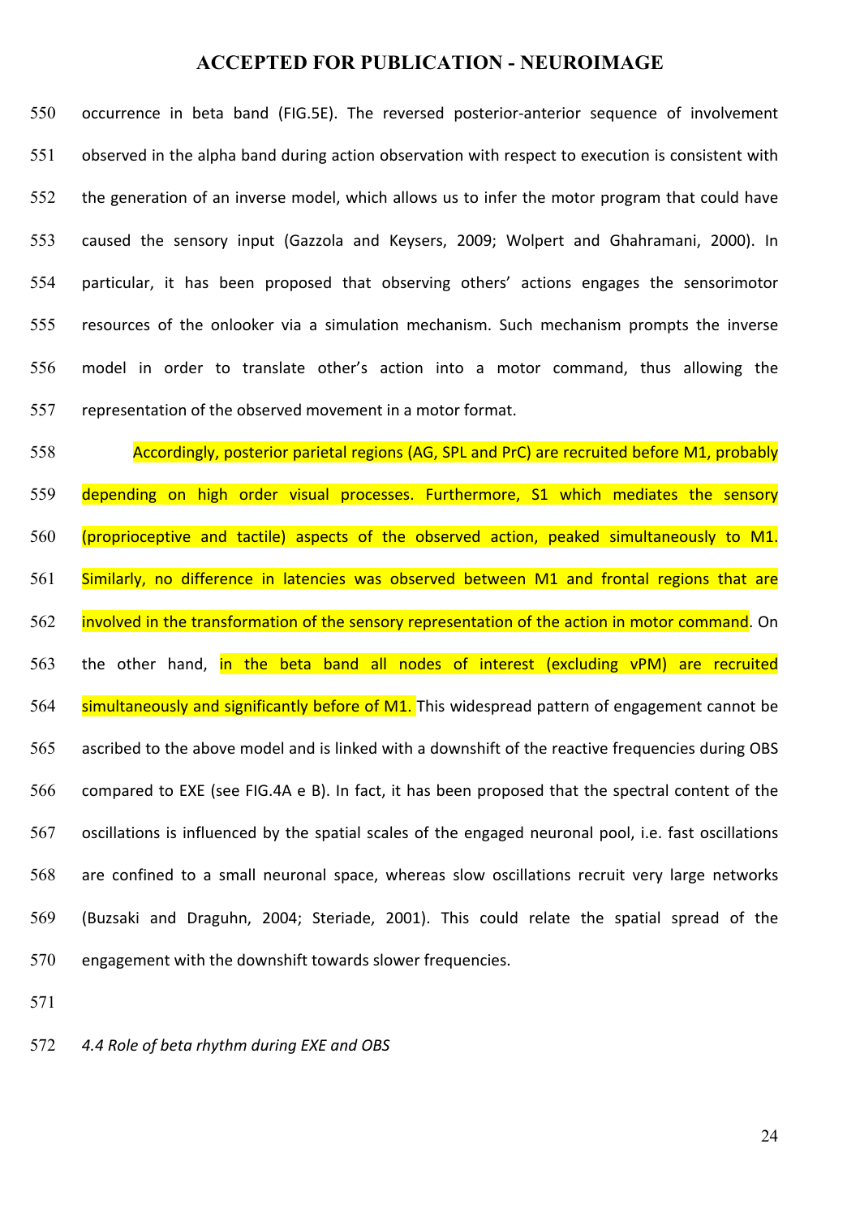occurrence in beta band (FIG.5E). The reversed posterior-anterior sequence of involvement observed in the alpha band during action observation with respect to execution is consistent with the generation of an inverse model, which allows us to infer the motor program that could have caused the sensory input (Gazzola and Keysers, 2009; Wolpert and Ghahramani, 2000). In particular, it has been proposed that observing others' actions engages the sensorimotor resources of the onlooker via a simulation mechanism. Such mechanism prompts the inverse model in order to translate other's action into a motor command, thus allowing the representation of the observed movement in a motor format.

Accordingly, posterior parietal regions (AG, SPL and PrC) are recruited before M1, probably depending on high order visual processes. Furthermore, S1 which mediates the sensory (proprioceptive and tactile) aspects of the observed action, peaked simultaneously to M1. Similarly, no difference in latencies was observed between M1 and frontal regions that are involved in the transformation of the sensory representation of the action in motor command. On the other hand, in the beta band all nodes of interest (excluding vPM) are recruited simultaneously and significantly before of M1. This widespread pattern of engagement cannot be ascribed to the above model and is linked with a downshift of the reactive frequencies during OBS compared to EXE (see FIG.4A e B). In fact, it has been proposed that the spectral content of the oscillations is influenced by the spatial scales of the engaged neuronal pool, i.e. fast oscillations are confined to a small neuronal space, whereas slow oscillations recruit very large networks (Buzsaki and Draguhn, 2004; Steriade, 2001). This could relate the spatial spread of the engagement with the downshift towards slower frequencies.

*4.4 Role of beta rhythm during EXE and OBS*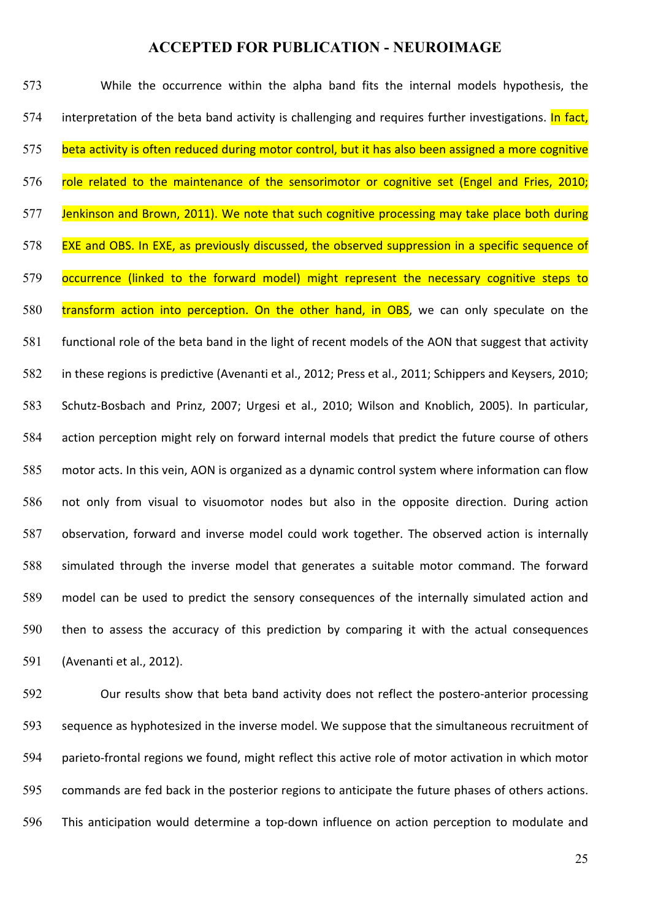While the occurrence within the alpha band fits the internal models hypothesis, the interpretation of the beta band activity is challenging and requires further investigations. In fact, beta activity is often reduced during motor control, but it has also been assigned a more cognitive role related to the maintenance of the sensorimotor or cognitive set (Engel and Fries, 2010; Jenkinson and Brown, 2011). We note that such cognitive processing may take place both during EXE and OBS. In EXE, as previously discussed, the observed suppression in a specific sequence of occurrence (linked to the forward model) might represent the necessary cognitive steps to transform action into perception. On the other hand, in OBS, we can only speculate on the functional role of the beta band in the light of recent models of the AON that suggest that activity in these regions is predictive (Avenanti et al., 2012; Press et al., 2011; Schippers and Keysers, 2010; Schutz-Bosbach and Prinz, 2007; Urgesi et al., 2010; Wilson and Knoblich, 2005). In particular, action perception might rely on forward internal models that predict the future course of others motor acts. In this vein, AON is organized as a dynamic control system where information can flow not only from visual to visuomotor nodes but also in the opposite direction. During action observation, forward and inverse model could work together. The observed action is internally simulated through the inverse model that generates a suitable motor command. The forward model can be used to predict the sensory consequences of the internally simulated action and then to assess the accuracy of this prediction by comparing it with the actual consequences (Avenanti et al., 2012).

Our results show that beta band activity does not reflect the postero-anterior processing sequence as hyphotesized in the inverse model. We suppose that the simultaneous recruitment of parieto-frontal regions we found, might reflect this active role of motor activation in which motor commands are fed back in the posterior regions to anticipate the future phases of others actions. This anticipation would determine a top-down influence on action perception to modulate and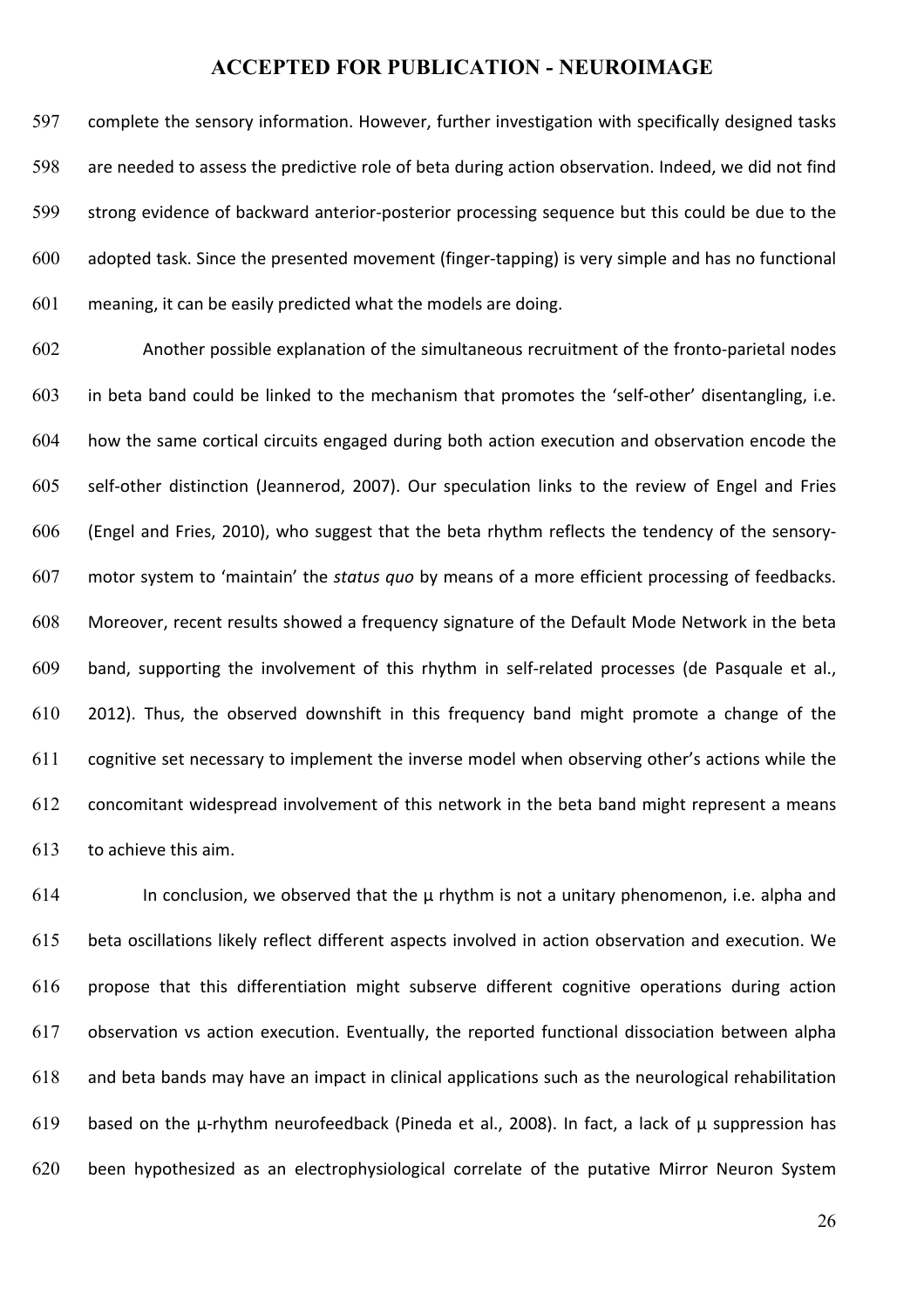complete the sensory information. However, further investigation with specifically designed tasks are needed to assess the predictive role of beta during action observation. Indeed, we did not find strong evidence of backward anterior-posterior processing sequence but this could be due to the adopted task. Since the presented movement (finger-tapping) is very simple and has no functional meaning, it can be easily predicted what the models are doing.

Another possible explanation of the simultaneous recruitment of the fronto-parietal nodes in beta band could be linked to the mechanism that promotes the 'self-other' disentangling, i.e. how the same cortical circuits engaged during both action execution and observation encode the self-other distinction (Jeannerod, 2007). Our speculation links to the review of Engel and Fries (Engel and Fries, 2010), who suggest that the beta rhythm reflects the tendency of the sensory-motor system to 'maintain' the *status quo* by means of a more efficient processing of feedbacks. Moreover, recent results showed a frequency signature of the Default Mode Network in the beta band, supporting the involvement of this rhythm in self-related processes (de Pasquale et al., 2012). Thus, the observed downshift in this frequency band might promote a change of the cognitive set necessary to implement the inverse model when observing other's actions while the concomitant widespread involvement of this network in the beta band might represent a means to achieve this aim.

In conclusion, we observed that the μ rhythm is not a unitary phenomenon, i.e. alpha and beta oscillations likely reflect different aspects involved in action observation and execution. We propose that this differentiation might subserve different cognitive operations during action observation vs action execution. Eventually, the reported functional dissociation between alpha and beta bands may have an impact in clinical applications such as the neurological rehabilitation based on the μ-rhythm neurofeedback (Pineda et al., 2008). In fact, a lack of μ suppression has been hypothesized as an electrophysiological correlate of the putative Mirror Neuron System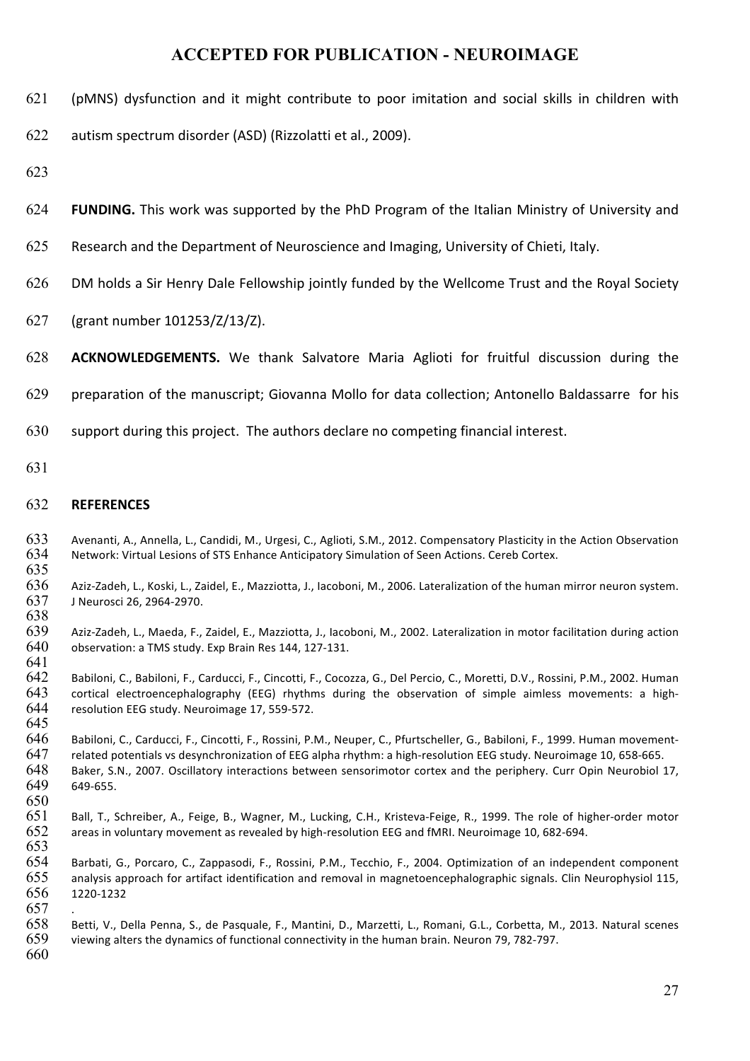(pMNS) dysfunction and it might contribute to poor imitation and social skills in children with autism spectrum disorder (ASD) (Rizzolatti et al., 2009).

**FUNDING.** This work was supported by the PhD Program of the Italian Ministry of University and Research and the Department of Neuroscience and Imaging, University of Chieti, Italy.

DM holds a Sir Henry Dale Fellowship jointly funded by the Wellcome Trust and the Royal Society (grant number 101253/Z/13/Z).

**ACKNOWLEDGEMENTS.** We thank Salvatore Maria Aglioti for fruitful discussion during the preparation of the manuscript; Giovanna Mollo for data collection; Antonello Baldassarre for his support during this project. The authors declare no competing financial interest.

## REFERENCES

Avenanti, A., Annella, L., Candidi, M., Urgesi, C., Aglioti, S.M., 2012. Compensatory Plasticity in the Action Observation Network: Virtual Lesions of STS Enhance Anticipatory Simulation of Seen Actions. Cereb Cortex.

Aziz-Zadeh, L., Koski, L., Zaidel, E., Mazziotta, J., Iacoboni, M., 2006. Lateralization of the human mirror neuron system. J Neurosci 26, 2964-2970.

Aziz-Zadeh, L., Maeda, F., Zaidel, E., Mazziotta, J., Iacoboni, M., 2002. Lateralization in motor facilitation during action observation: a TMS study. Exp Brain Res 144, 127-131.

Babiloni, C., Babiloni, F., Carducci, F., Cincotti, F., Cocozza, G., Del Percio, C., Moretti, D.V., Rossini, P.M., 2002. Human cortical electroencephalography (EEG) rhythms during the observation of simple aimless movements: a high-resolution EEG study. Neuroimage 17, 559-572.

Babiloni, C., Carducci, F., Cincotti, F., Rossini, P.M., Neuper, C., Pfurtscheller, G., Babiloni, F., 1999. Human movement-related potentials vs desynchronization of EEG alpha rhythm: a high-resolution EEG study. Neuroimage 10, 658-665.

Baker, S.N., 2007. Oscillatory interactions between sensorimotor cortex and the periphery. Curr Opin Neurobiol 17, 649-655.

Ball, T., Schreiber, A., Feige, B., Wagner, M., Lucking, C.H., Kristeva-Feige, R., 1999. The role of higher-order motor areas in voluntary movement as revealed by high-resolution EEG and fMRI. Neuroimage 10, 682-694.

Barbati, G., Porcaro, C., Zappasodi, F., Rossini, P.M., Tecchio, F., 2004. Optimization of an independent component analysis approach for artifact identification and removal in magnetoencephalographic signals. Clin Neurophysiol 115, 1220-1232

.

Betti, V., Della Penna, S., de Pasquale, F., Mantini, D., Marzetti, L., Romani, G.L., Corbetta, M., 2013. Natural scenes viewing alters the dynamics of functional connectivity in the human brain. Neuron 79, 782-797.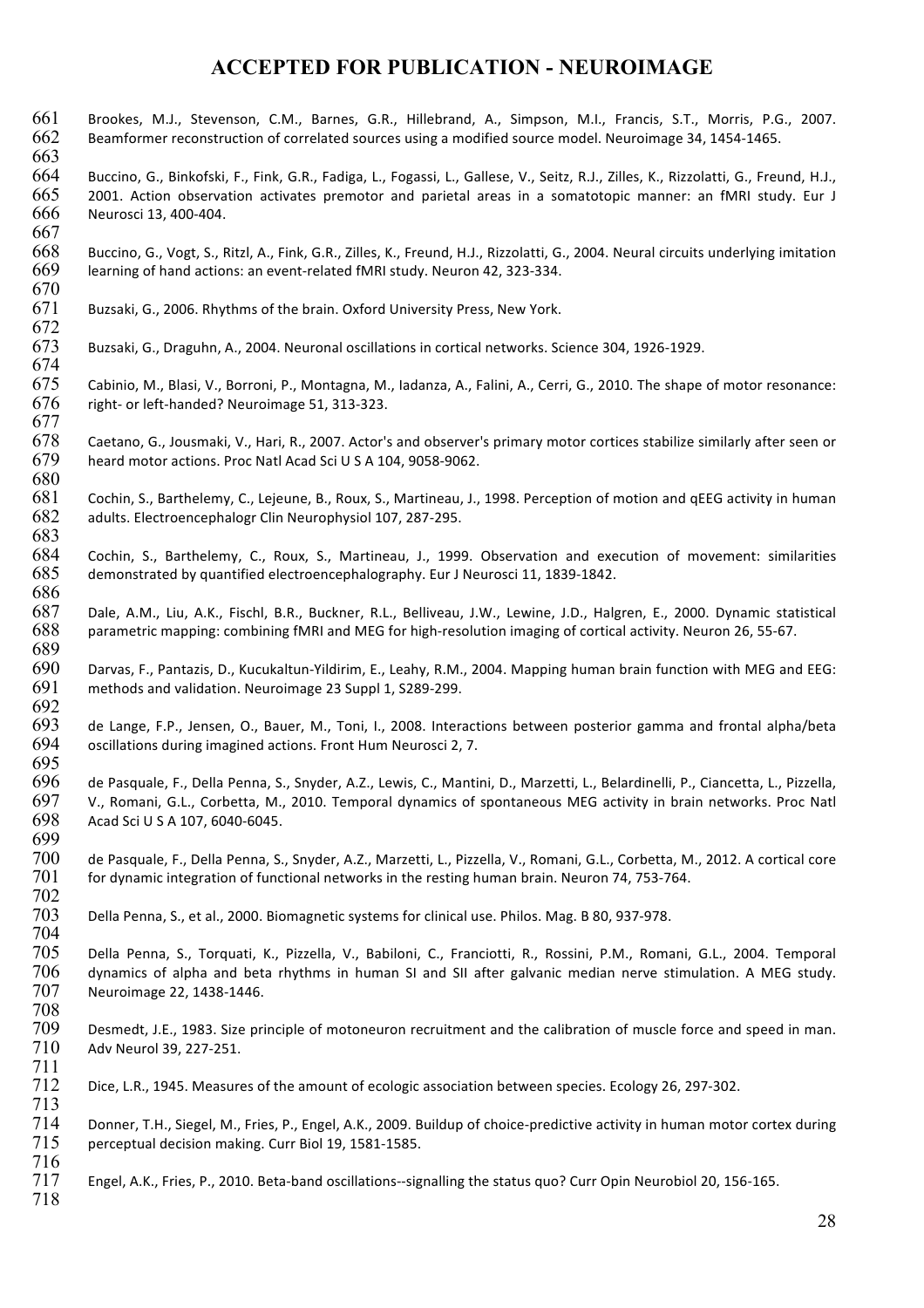Brookes, M.J., Stevenson, C.M., Barnes, G.R., Hillebrand, A., Simpson, M.I., Francis, S.T., Morris, P.G., 2007. Beamformer reconstruction of correlated sources using a modified source model. Neuroimage 34, 1454-1465.

Buccino, G., Binkofski, F., Fink, G.R., Fadiga, L., Fogassi, L., Gallese, V., Seitz, R.J., Zilles, K., Rizzolatti, G., Freund, H.J., 2001. Action observation activates premotor and parietal areas in a somatotopic manner: an fMRI study. Eur J Neurosci 13, 400-404.

Buccino, G., Vogt, S., Ritzl, A., Fink, G.R., Zilles, K., Freund, H.J., Rizzolatti, G., 2004. Neural circuits underlying imitation learning of hand actions: an event-related fMRI study. Neuron 42, 323-334.

Buzsaki, G., 2006. Rhythms of the brain. Oxford University Press, New York.

Buzsaki, G., Draguhn, A., 2004. Neuronal oscillations in cortical networks. Science 304, 1926-1929.

Cabinio, M., Blasi, V., Borroni, P., Montagna, M., Iadanza, A., Falini, A., Cerri, G., 2010. The shape of motor resonance: right- or left-handed? Neuroimage 51, 313-323.

Caetano, G., Jousmaki, V., Hari, R., 2007. Actor's and observer's primary motor cortices stabilize similarly after seen or heard motor actions. Proc Natl Acad Sci U S A 104, 9058-9062.

Cochin, S., Barthelemy, C., Lejeune, B., Roux, S., Martineau, J., 1998. Perception of motion and qEEG activity in human adults. Electroencephalogr Clin Neurophysiol 107, 287-295.

Cochin, S., Barthelemy, C., Roux, S., Martineau, J., 1999. Observation and execution of movement: similarities demonstrated by quantified electroencephalography. Eur J Neurosci 11, 1839-1842.

Dale, A.M., Liu, A.K., Fischl, B.R., Buckner, R.L., Belliveau, J.W., Lewine, J.D., Halgren, E., 2000. Dynamic statistical parametric mapping: combining fMRI and MEG for high-resolution imaging of cortical activity. Neuron 26, 55-67.

Darvas, F., Pantazis, D., Kucukaltun-Yildirim, E., Leahy, R.M., 2004. Mapping human brain function with MEG and EEG: methods and validation. Neuroimage 23 Suppl 1, S289-299.

de Lange, F.P., Jensen, O., Bauer, M., Toni, I., 2008. Interactions between posterior gamma and frontal alpha/beta oscillations during imagined actions. Front Hum Neurosci 2, 7.

de Pasquale, F., Della Penna, S., Snyder, A.Z., Lewis, C., Mantini, D., Marzetti, L., Belardinelli, P., Ciancetta, L., Pizzella, V., Romani, G.L., Corbetta, M., 2010. Temporal dynamics of spontaneous MEG activity in brain networks. Proc Natl Acad Sci U S A 107, 6040-6045.

de Pasquale, F., Della Penna, S., Snyder, A.Z., Marzetti, L., Pizzella, V., Romani, G.L., Corbetta, M., 2012. A cortical core for dynamic integration of functional networks in the resting human brain. Neuron 74, 753-764.

Della Penna, S., et al., 2000. Biomagnetic systems for clinical use. Philos. Mag. B 80, 937-978.

Della Penna, S., Torquati, K., Pizzella, V., Babiloni, C., Franciotti, R., Rossini, P.M., Romani, G.L., 2004. Temporal dynamics of alpha and beta rhythms in human SI and SII after galvanic median nerve stimulation. A MEG study. Neuroimage 22, 1438-1446.

Desmedt, J.E., 1983. Size principle of motoneuron recruitment and the calibration of muscle force and speed in man. Adv Neurol 39, 227-251.

Dice, L.R., 1945. Measures of the amount of ecologic association between species. Ecology 26, 297-302.

Donner, T.H., Siegel, M., Fries, P., Engel, A.K., 2009. Buildup of choice-predictive activity in human motor cortex during perceptual decision making. Curr Biol 19, 1581-1585.

Engel, A.K., Fries, P., 2010. Beta-band oscillations--signalling the status quo? Curr Opin Neurobiol 20, 156-165.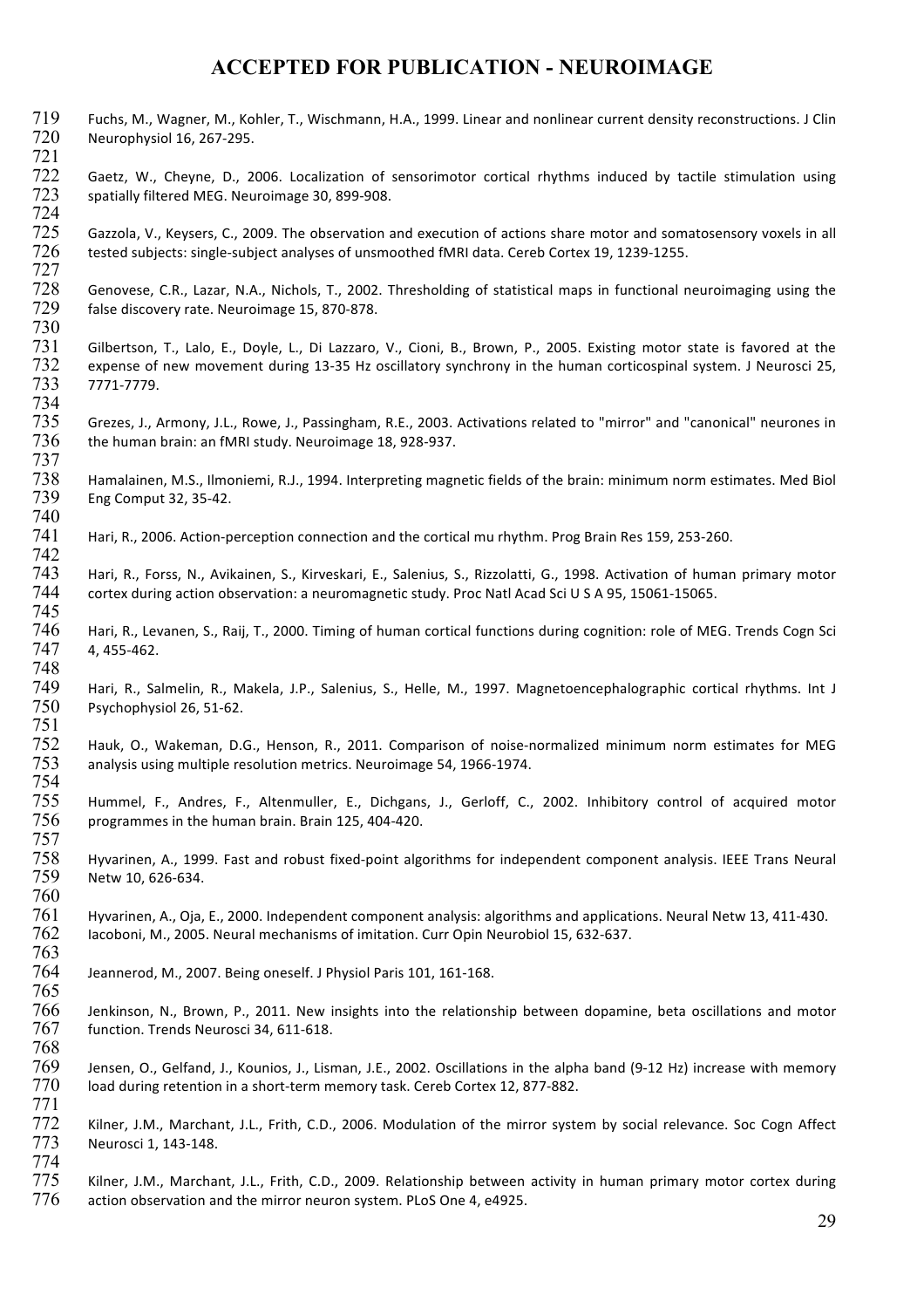Fuchs, M., Wagner, M., Kohler, T., Wischmann, H.A., 1999. Linear and nonlinear current density reconstructions. J Clin Neurophysiol 16, 267-295.

Gaetz, W., Cheyne, D., 2006. Localization of sensorimotor cortical rhythms induced by tactile stimulation using spatially filtered MEG. Neuroimage 30, 899-908.

Gazzola, V., Keysers, C., 2009. The observation and execution of actions share motor and somatosensory voxels in all tested subjects: single-subject analyses of unsmoothed fMRI data. Cereb Cortex 19, 1239-1255.

Genovese, C.R., Lazar, N.A., Nichols, T., 2002. Thresholding of statistical maps in functional neuroimaging using the false discovery rate. Neuroimage 15, 870-878.

Gilbertson, T., Lalo, E., Doyle, L., Di Lazzaro, V., Cioni, B., Brown, P., 2005. Existing motor state is favored at the expense of new movement during 13-35 Hz oscillatory synchrony in the human corticospinal system. J Neurosci 25, 7771-7779.

Grezes, J., Armony, J.L., Rowe, J., Passingham, R.E., 2003. Activations related to "mirror" and "canonical" neurones in the human brain: an fMRI study. Neuroimage 18, 928-937.

Hamalainen, M.S., Ilmoniemi, R.J., 1994. Interpreting magnetic fields of the brain: minimum norm estimates. Med Biol Eng Comput 32, 35-42.

Hari, R., 2006. Action-perception connection and the cortical mu rhythm. Prog Brain Res 159, 253-260.

Hari, R., Forss, N., Avikainen, S., Kirveskari, E., Salenius, S., Rizzolatti, G., 1998. Activation of human primary motor cortex during action observation: a neuromagnetic study. Proc Natl Acad Sci U S A 95, 15061-15065.

Hari, R., Levanen, S., Raij, T., 2000. Timing of human cortical functions during cognition: role of MEG. Trends Cogn Sci 4, 455-462.

Hari, R., Salmelin, R., Makela, J.P., Salenius, S., Helle, M., 1997. Magnetoencephalographic cortical rhythms. Int J Psychophysiol 26, 51-62.

Hauk, O., Wakeman, D.G., Henson, R., 2011. Comparison of noise-normalized minimum norm estimates for MEG analysis using multiple resolution metrics. Neuroimage 54, 1966-1974.

Hummel, F., Andres, F., Altenmuller, E., Dichgans, J., Gerloff, C., 2002. Inhibitory control of acquired motor programmes in the human brain. Brain 125, 404-420.

Hyvarinen, A., 1999. Fast and robust fixed-point algorithms for independent component analysis. IEEE Trans Neural Netw 10, 626-634.

Hyvarinen, A., Oja, E., 2000. Independent component analysis: algorithms and applications. Neural Netw 13, 411-430.

Iacoboni, M., 2005. Neural mechanisms of imitation. Curr Opin Neurobiol 15, 632-637.

Jeannerod, M., 2007. Being oneself. J Physiol Paris 101, 161-168.

Jenkinson, N., Brown, P., 2011. New insights into the relationship between dopamine, beta oscillations and motor function. Trends Neurosci 34, 611-618.

Jensen, O., Gelfand, J., Kounios, J., Lisman, J.E., 2002. Oscillations in the alpha band (9-12 Hz) increase with memory load during retention in a short-term memory task. Cereb Cortex 12, 877-882.

Kilner, J.M., Marchant, J.L., Frith, C.D., 2006. Modulation of the mirror system by social relevance. Soc Cogn Affect Neurosci 1, 143-148.

Kilner, J.M., Marchant, J.L., Frith, C.D., 2009. Relationship between activity in human primary motor cortex during action observation and the mirror neuron system. PLoS One 4, e4925.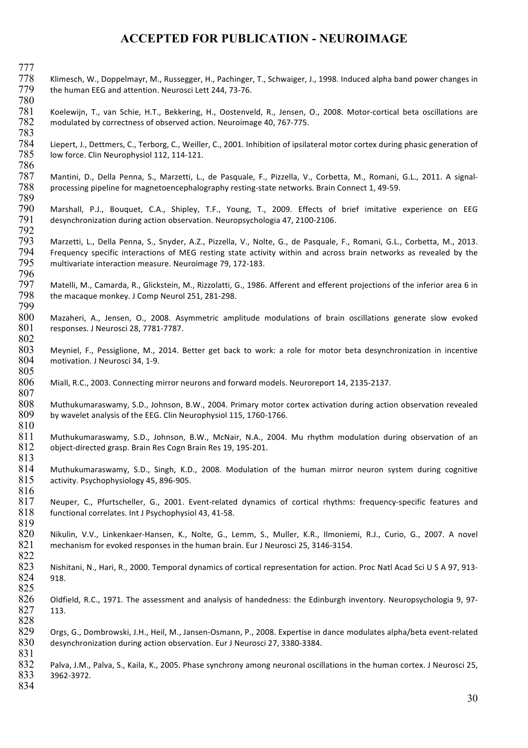Klimesch, W., Doppelmayr, M., Russegger, H., Pachinger, T., Schwaiger, J., 1998. Induced alpha band power changes in the human EEG and attention. Neurosci Lett 244, 73-76.

Koelewijn, T., van Schie, H.T., Bekkering, H., Oostenveld, R., Jensen, O., 2008. Motor-cortical beta oscillations are modulated by correctness of observed action. Neuroimage 40, 767-775.

Liepert, J., Dettmers, C., Terborg, C., Weiller, C., 2001. Inhibition of ipsilateral motor cortex during phasic generation of low force. Clin Neurophysiol 112, 114-121.

Mantini, D., Della Penna, S., Marzetti, L., de Pasquale, F., Pizzella, V., Corbetta, M., Romani, G.L., 2011. A signal-processing pipeline for magnetoencephalography resting-state networks. Brain Connect 1, 49-59.

Marshall, P.J., Bouquet, C.A., Shipley, T.F., Young, T., 2009. Effects of brief imitative experience on EEG desynchronization during action observation. Neuropsychologia 47, 2100-2106.

Marzetti, L., Della Penna, S., Snyder, A.Z., Pizzella, V., Nolte, G., de Pasquale, F., Romani, G.L., Corbetta, M., 2013. Frequency specific interactions of MEG resting state activity within and across brain networks as revealed by the multivariate interaction measure. Neuroimage 79, 172-183.

Matelli, M., Camarda, R., Glickstein, M., Rizzolatti, G., 1986. Afferent and efferent projections of the inferior area 6 in the macaque monkey. J Comp Neurol 251, 281-298.

Mazaheri, A., Jensen, O., 2008. Asymmetric amplitude modulations of brain oscillations generate slow evoked responses. J Neurosci 28, 7781-7787.

Meyniel, F., Pessiglione, M., 2014. Better get back to work: a role for motor beta desynchronization in incentive motivation. J Neurosci 34, 1-9.

Miall, R.C., 2003. Connecting mirror neurons and forward models. Neuroreport 14, 2135-2137.

Muthukumaraswamy, S.D., Johnson, B.W., 2004. Primary motor cortex activation during action observation revealed by wavelet analysis of the EEG. Clin Neurophysiol 115, 1760-1766.

Muthukumaraswamy, S.D., Johnson, B.W., McNair, N.A., 2004. Mu rhythm modulation during observation of an object-directed grasp. Brain Res Cogn Brain Res 19, 195-201.

Muthukumaraswamy, S.D., Singh, K.D., 2008. Modulation of the human mirror neuron system during cognitive activity. Psychophysiology 45, 896-905.

Neuper, C., Pfurtscheller, G., 2001. Event-related dynamics of cortical rhythms: frequency-specific features and functional correlates. Int J Psychophysiol 43, 41-58.

Nikulin, V.V., Linkenkaer-Hansen, K., Nolte, G., Lemm, S., Muller, K.R., Ilmoniemi, R.J., Curio, G., 2007. A novel mechanism for evoked responses in the human brain. Eur J Neurosci 25, 3146-3154.

Nishitani, N., Hari, R., 2000. Temporal dynamics of cortical representation for action. Proc Natl Acad Sci U S A 97, 913-918.

Oldfield, R.C., 1971. The assessment and analysis of handedness: the Edinburgh inventory. Neuropsychologia 9, 97-113.

Orgs, G., Dombrowski, J.H., Heil, M., Jansen-Osmann, P., 2008. Expertise in dance modulates alpha/beta event-related desynchronization during action observation. Eur J Neurosci 27, 3380-3384.

Palva, J.M., Palva, S., Kaila, K., 2005. Phase synchrony among neuronal oscillations in the human cortex. J Neurosci 25, 3962-3972.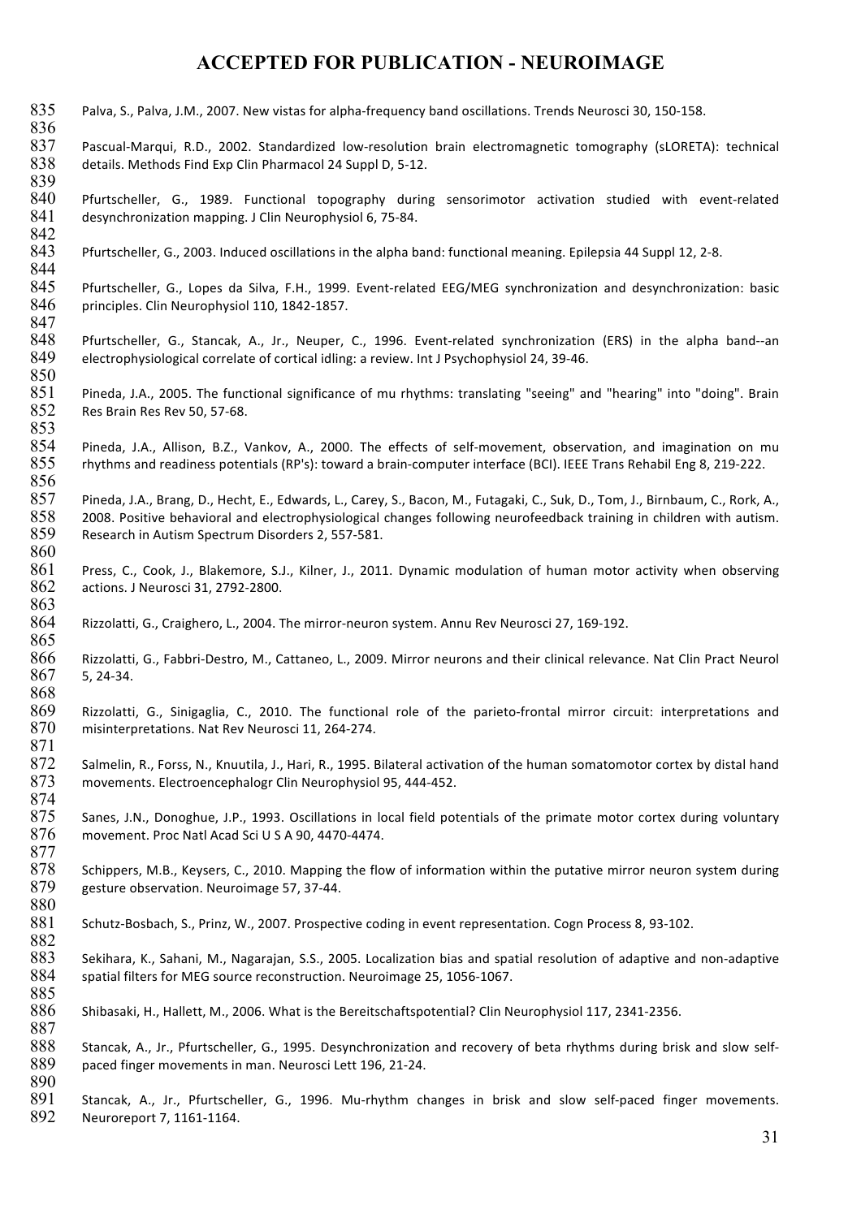Palva, S., Palva, J.M., 2007. New vistas for alpha-frequency band oscillations. Trends Neurosci 30, 150-158.

Pascual-Marqui, R.D., 2002. Standardized low-resolution brain electromagnetic tomography (sLORETA): technical details. Methods Find Exp Clin Pharmacol 24 Suppl D, 5-12.

Pfurtscheller, G., 1989. Functional topography during sensorimotor activation studied with event-related desynchronization mapping. J Clin Neurophysiol 6, 75-84.

Pfurtscheller, G., 2003. Induced oscillations in the alpha band: functional meaning. Epilepsia 44 Suppl 12, 2-8.

Pfurtscheller, G., Lopes da Silva, F.H., 1999. Event-related EEG/MEG synchronization and desynchronization: basic principles. Clin Neurophysiol 110, 1842-1857.

Pfurtscheller, G., Stancak, A., Jr., Neuper, C., 1996. Event-related synchronization (ERS) in the alpha band--an electrophysiological correlate of cortical idling: a review. Int J Psychophysiol 24, 39-46.

Pineda, J.A., 2005. The functional significance of mu rhythms: translating "seeing" and "hearing" into "doing". Brain Res Brain Res Rev 50, 57-68.

Pineda, J.A., Allison, B.Z., Vankov, A., 2000. The effects of self-movement, observation, and imagination on mu rhythms and readiness potentials (RP's): toward a brain-computer interface (BCI). IEEE Trans Rehabil Eng 8, 219-222.

Pineda, J.A., Brang, D., Hecht, E., Edwards, L., Carey, S., Bacon, M., Futagaki, C., Suk, D., Tom, J., Birnbaum, C., Rork, A., 2008. Positive behavioral and electrophysiological changes following neurofeedback training in children with autism. Research in Autism Spectrum Disorders 2, 557-581.

Press, C., Cook, J., Blakemore, S.J., Kilner, J., 2011. Dynamic modulation of human motor activity when observing actions. J Neurosci 31, 2792-2800.

Rizzolatti, G., Craighero, L., 2004. The mirror-neuron system. Annu Rev Neurosci 27, 169-192.

Rizzolatti, G., Fabbri-Destro, M., Cattaneo, L., 2009. Mirror neurons and their clinical relevance. Nat Clin Pract Neurol 5, 24-34.

Rizzolatti, G., Sinigaglia, C., 2010. The functional role of the parieto-frontal mirror circuit: interpretations and misinterpretations. Nat Rev Neurosci 11, 264-274.

Salmelin, R., Forss, N., Knuutila, J., Hari, R., 1995. Bilateral activation of the human somatomotor cortex by distal hand movements. Electroencephalogr Clin Neurophysiol 95, 444-452.

Sanes, J.N., Donoghue, J.P., 1993. Oscillations in local field potentials of the primate motor cortex during voluntary movement. Proc Natl Acad Sci U S A 90, 4470-4474.

Schippers, M.B., Keysers, C., 2010. Mapping the flow of information within the putative mirror neuron system during gesture observation. Neuroimage 57, 37-44.

Schutz-Bosbach, S., Prinz, W., 2007. Prospective coding in event representation. Cogn Process 8, 93-102.

Sekihara, K., Sahani, M., Nagarajan, S.S., 2005. Localization bias and spatial resolution of adaptive and non-adaptive spatial filters for MEG source reconstruction. Neuroimage 25, 1056-1067.

Shibasaki, H., Hallett, M., 2006. What is the Bereitschaftspotential? Clin Neurophysiol 117, 2341-2356.

Stancak, A., Jr., Pfurtscheller, G., 1995. Desynchronization and recovery of beta rhythms during brisk and slow self-paced finger movements in man. Neurosci Lett 196, 21-24.

Stancak, A., Jr., Pfurtscheller, G., 1996. Mu-rhythm changes in brisk and slow self-paced finger movements. Neuroreport 7, 1161-1164.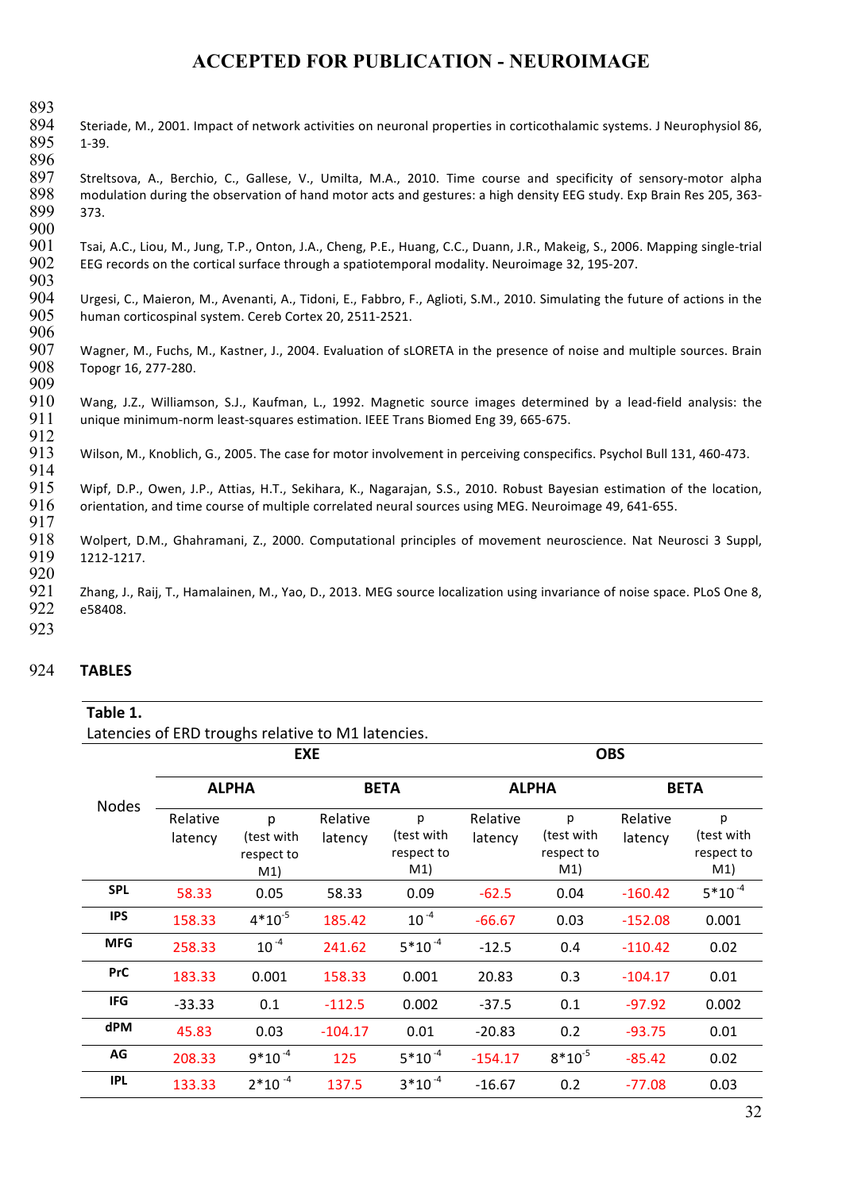Steriade, M., 2001. Impact of network activities on neuronal properties in corticothalamic systems. J Neurophysiol 86, 1-39.

Streltsova, A., Berchio, C., Gallese, V., Umilta, M.A., 2010. Time course and specificity of sensory-motor alpha modulation during the observation of hand motor acts and gestures: a high density EEG study. Exp Brain Res 205, 363-373.

Tsai, A.C., Liou, M., Jung, T.P., Onton, J.A., Cheng, P.E., Huang, C.C., Duann, J.R., Makeig, S., 2006. Mapping single-trial EEG records on the cortical surface through a spatiotemporal modality. Neuroimage 32, 195-207.

Urgesi, C., Maieron, M., Avenanti, A., Tidoni, E., Fabbro, F., Aglioti, S.M., 2010. Simulating the future of actions in the human corticospinal system. Cereb Cortex 20, 2511-2521.

Wagner, M., Fuchs, M., Kastner, J., 2004. Evaluation of sLORETA in the presence of noise and multiple sources. Brain Topogr 16, 277-280.

Wang, J.Z., Williamson, S.J., Kaufman, L., 1992. Magnetic source images determined by a lead-field analysis: the unique minimum-norm least-squares estimation. IEEE Trans Biomed Eng 39, 665-675.

Wilson, M., Knoblich, G., 2005. The case for motor involvement in perceiving conspecifics. Psychol Bull 131, 460-473.

Wipf, D.P., Owen, J.P., Attias, H.T., Sekihara, K., Nagarajan, S.S., 2010. Robust Bayesian estimation of the location, orientation, and time course of multiple correlated neural sources using MEG. Neuroimage 49, 641-655.

Wolpert, D.M., Ghahramani, Z., 2000. Computational principles of movement neuroscience. Nat Neurosci 3 Suppl, 1212-1217.

Zhang, J., Raij, T., Hamalainen, M., Yao, D., 2013. MEG source localization using invariance of noise space. PLoS One 8, e58408.

## TABLES

**Table 1.**
Latencies of ERD troughs relative to M1 latencies.

| Nodes | EXE | | | | OBS | | | |
|---|---|---|---|---|---|---|---|---|
| | ALPHA | | BETA | | ALPHA | | BETA | |
| | Relative latency | p (test with respect to M1) | Relative latency | p (test with respect to M1) | Relative latency | p (test with respect to M1) | Relative latency | p (test with respect to M1) |
| **SPL** | 58.33 | 0.05 | 58.33 | 0.09 | -62.5 | 0.04 | -160.42 | $5*10^{-4}$ |
| **IPS** | 158.33 | $4*10^{-5}$ | 185.42 | $10^{-4}$ | -66.67 | 0.03 | -152.08 | 0.001 |
| **MFG** | 258.33 | $10^{-4}$ | 241.62 | $5*10^{-4}$ | -12.5 | 0.4 | -110.42 | 0.02 |
| **PrC** | 183.33 | 0.001 | 158.33 | 0.001 | 20.83 | 0.3 | -104.17 | 0.01 |
| **IFG** | -33.33 | 0.1 | -112.5 | 0.002 | -37.5 | 0.1 | -97.92 | 0.002 |
| **dPM** | 45.83 | 0.03 | -104.17 | 0.01 | -20.83 | 0.2 | -93.75 | 0.01 |
| **AG** | 208.33 | $9*10^{-4}$ | 125 | $5*10^{-4}$ | -154.17 | $8*10^{-5}$ | -85.42 | 0.02 |
| **IPL** | 133.33 | $2*10^{-4}$ | 137.5 | $3*10^{-4}$ | -16.67 | 0.2 | -77.08 | 0.03 |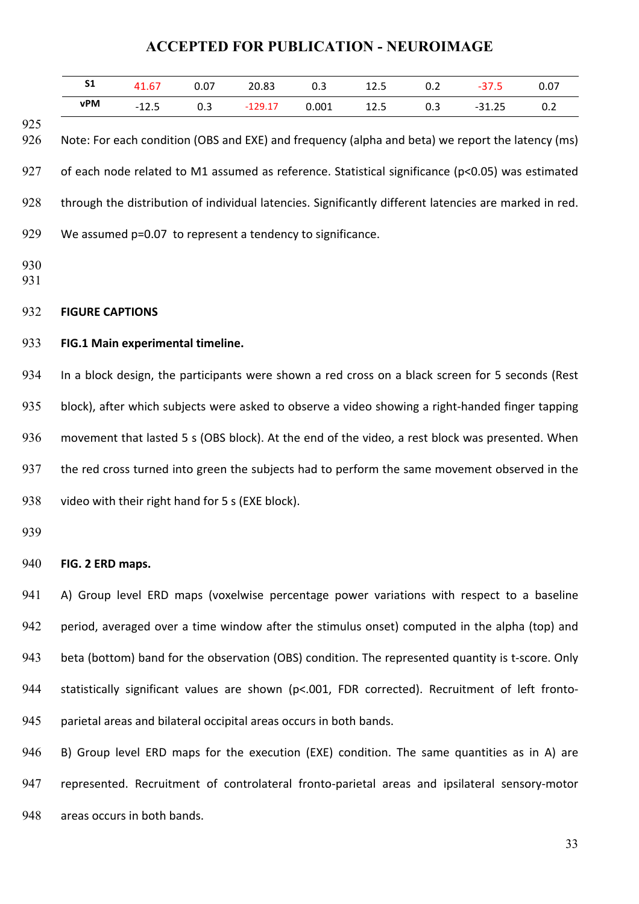| | | | | | | | | |
|---|---|---|---|---|---|---|---|---|
| **S1** | 41.67 | 0.07 | 20.83 | 0.3 | 12.5 | 0.2 | -37.5 | 0.07 |
| **vPM** | -12.5 | 0.3 | -129.17 | 0.001 | 12.5 | 0.3 | -31.25 | 0.2 |

Note: For each condition (OBS and EXE) and frequency (alpha and beta) we report the latency (ms) of each node related to M1 assumed as reference. Statistical significance ($p<0.05$) was estimated through the distribution of individual latencies. Significantly different latencies are marked in red. We assumed $p=0.07$ to represent a tendency to significance.

**FIGURE CAPTIONS**

**FIG.1 Main experimental timeline.**

In a block design, the participants were shown a red cross on a black screen for 5 seconds (Rest block), after which subjects were asked to observe a video showing a right-handed finger tapping movement that lasted 5 s (OBS block). At the end of the video, a rest block was presented. When the red cross turned into green the subjects had to perform the same movement observed in the video with their right hand for 5 s (EXE block).

**FIG. 2 ERD maps.**

A) Group level ERD maps (voxelwise percentage power variations with respect to a baseline period, averaged over a time window after the stimulus onset) computed in the alpha (top) and beta (bottom) band for the observation (OBS) condition. The represented quantity is t-score. Only statistically significant values are shown ($p<.001$, FDR corrected). Recruitment of left fronto-parietal areas and bilateral occipital areas occurs in both bands.

B) Group level ERD maps for the execution (EXE) condition. The same quantities as in A) are represented. Recruitment of controlateral fronto-parietal areas and ipsilateral sensory-motor areas occurs in both bands.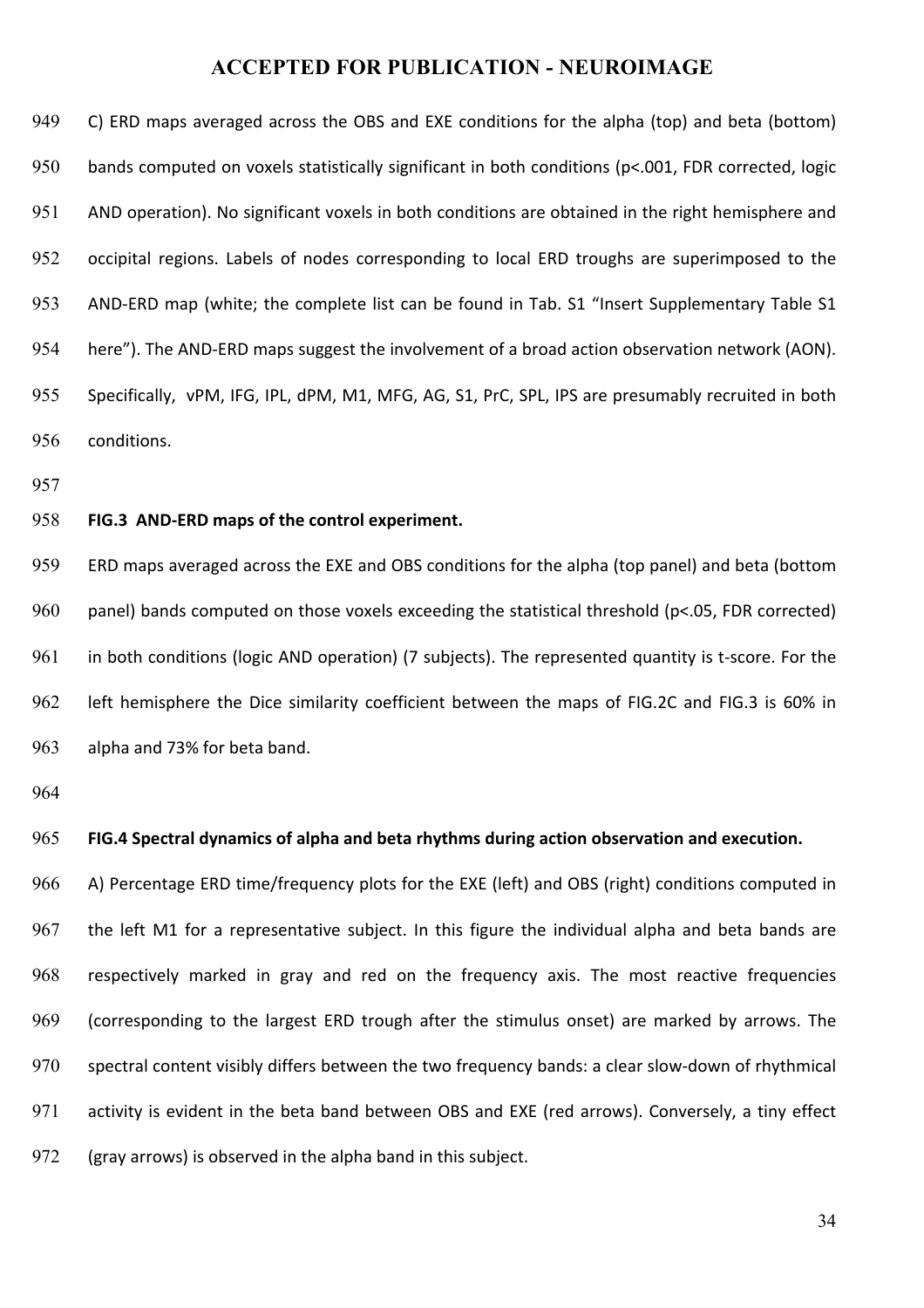C) ERD maps averaged across the OBS and EXE conditions for the alpha (top) and beta (bottom) bands computed on voxels statistically significant in both conditions ($p<.001$, FDR corrected, logic AND operation). No significant voxels in both conditions are obtained in the right hemisphere and occipital regions. Labels of nodes corresponding to local ERD troughs are superimposed to the AND-ERD map (white; the complete list can be found in Tab. S1 "Insert Supplementary Table S1 here"). The AND-ERD maps suggest the involvement of a broad action observation network (AON). Specifically, vPM, IFG, IPL, dPM, M1, MFG, AG, S1, PrC, SPL, IPS are presumably recruited in both conditions.

**FIG.3 AND-ERD maps of the control experiment.**

ERD maps averaged across the EXE and OBS conditions for the alpha (top panel) and beta (bottom panel) bands computed on those voxels exceeding the statistical threshold ($p<.05$, FDR corrected) in both conditions (logic AND operation) (7 subjects). The represented quantity is t-score. For the left hemisphere the Dice similarity coefficient between the maps of FIG.2C and FIG.3 is 60% in alpha and 73% for beta band.

**FIG.4 Spectral dynamics of alpha and beta rhythms during action observation and execution.**

A) Percentage ERD time/frequency plots for the EXE (left) and OBS (right) conditions computed in the left M1 for a representative subject. In this figure the individual alpha and beta bands are respectively marked in gray and red on the frequency axis. The most reactive frequencies (corresponding to the largest ERD trough after the stimulus onset) are marked by arrows. The spectral content visibly differs between the two frequency bands: a clear slow-down of rhythmical activity is evident in the beta band between OBS and EXE (red arrows). Conversely, a tiny effect (gray arrows) is observed in the alpha band in this subject.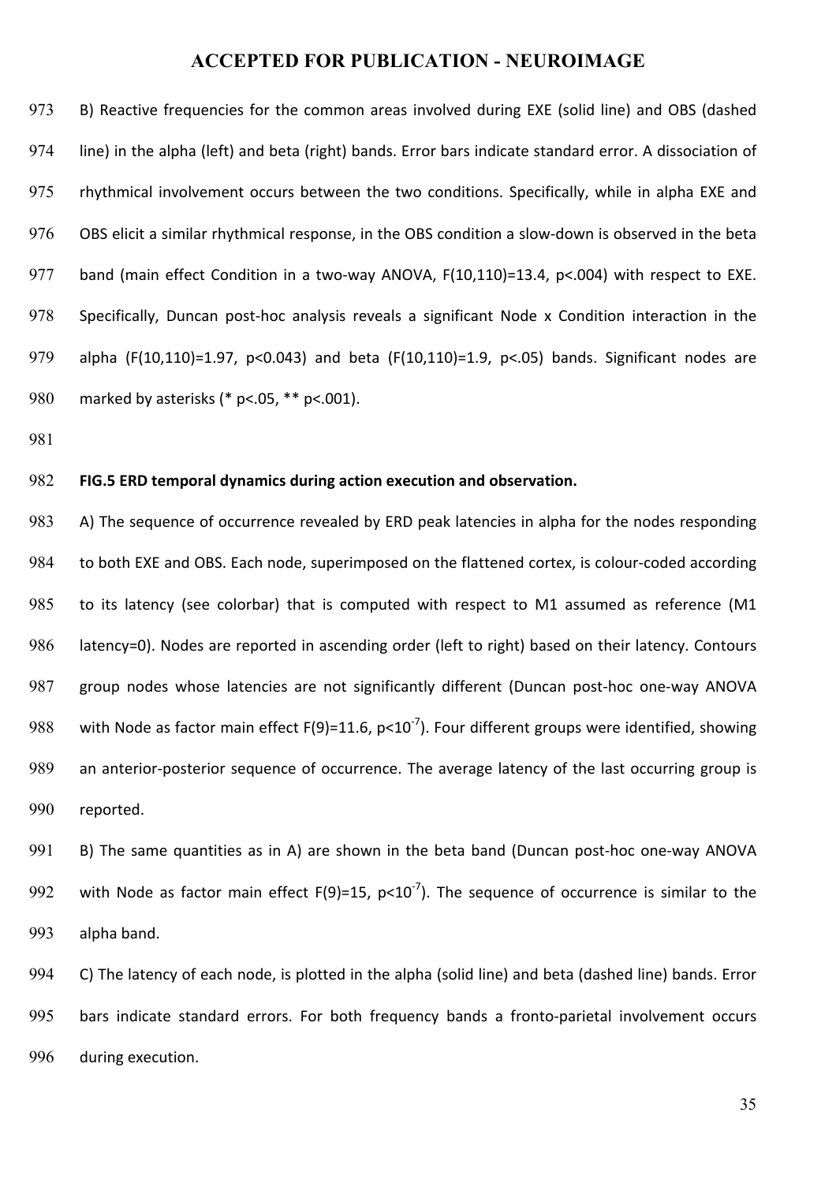B) Reactive frequencies for the common areas involved during EXE (solid line) and OBS (dashed line) in the alpha (left) and beta (right) bands. Error bars indicate standard error. A dissociation of rhythmical involvement occurs between the two conditions. Specifically, while in alpha EXE and OBS elicit a similar rhythmical response, in the OBS condition a slow-down is observed in the beta band (main effect Condition in a two-way ANOVA, $F(10,110)=13.4$, $p<.004$) with respect to EXE. Specifically, Duncan post-hoc analysis reveals a significant Node x Condition interaction in the alpha ($F(10,110)=1.97$, $p<0.043$) and beta ($F(10,110)=1.9$, $p<.05$) bands. Significant nodes are marked by asterisks (* $p<.05$, ** $p<.001$).

**FIG.5 ERD temporal dynamics during action execution and observation.**

A) The sequence of occurrence revealed by ERD peak latencies in alpha for the nodes responding to both EXE and OBS. Each node, superimposed on the flattened cortex, is colour-coded according to its latency (see colorbar) that is computed with respect to M1 assumed as reference (M1 latency=0). Nodes are reported in ascending order (left to right) based on their latency. Contours group nodes whose latencies are not significantly different (Duncan post-hoc one-way ANOVA with Node as factor main effect $F(9)=11.6$, $p<10^{-7}$). Four different groups were identified, showing an anterior-posterior sequence of occurrence. The average latency of the last occurring group is reported.

B) The same quantities as in A) are shown in the beta band (Duncan post-hoc one-way ANOVA with Node as factor main effect $F(9)=15$, $p<10^{-7}$). The sequence of occurrence is similar to the alpha band.

C) The latency of each node, is plotted in the alpha (solid line) and beta (dashed line) bands. Error bars indicate standard errors. For both frequency bands a fronto-parietal involvement occurs during execution.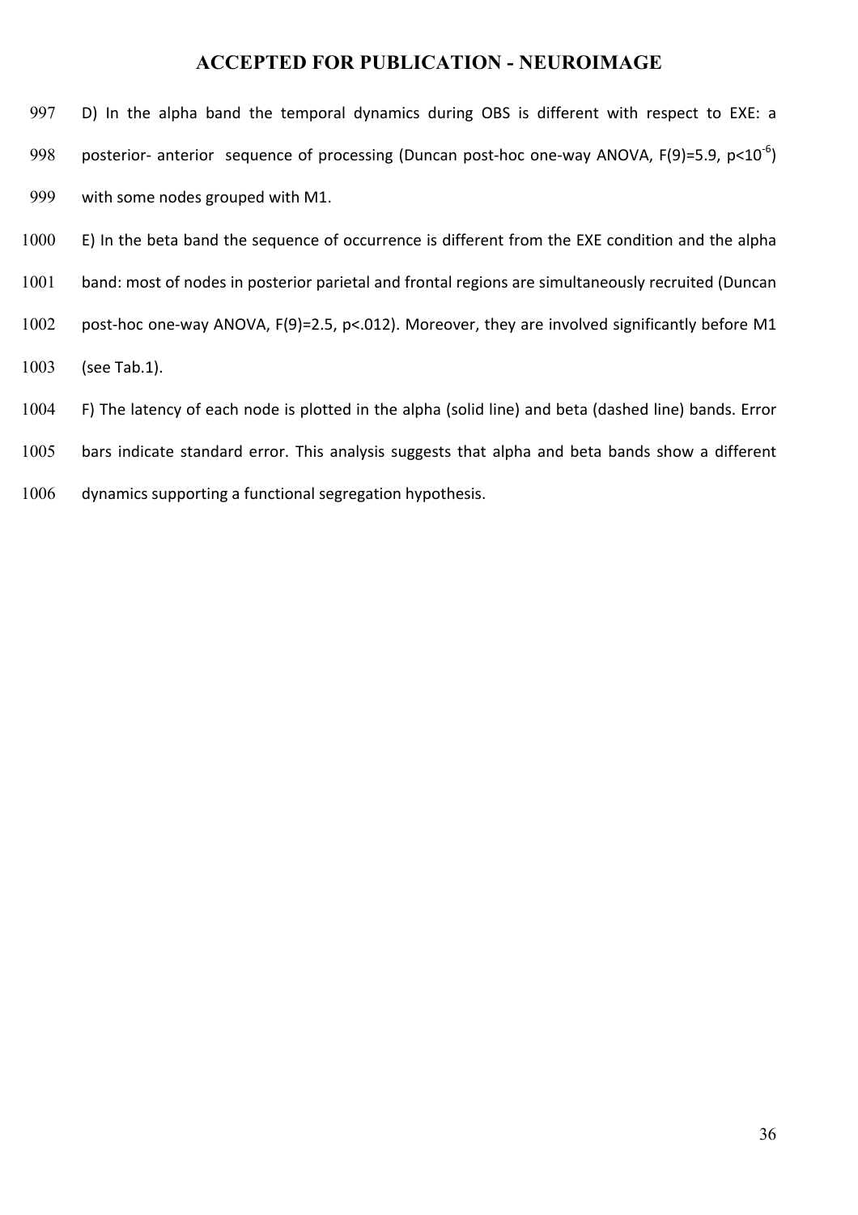D) In the alpha band the temporal dynamics during OBS is different with respect to EXE: a posterior- anterior sequence of processing (Duncan post-hoc one-way ANOVA, $F(9)=5.9$, $p<10^{-6}$) with some nodes grouped with M1.

E) In the beta band the sequence of occurrence is different from the EXE condition and the alpha band: most of nodes in posterior parietal and frontal regions are simultaneously recruited (Duncan post-hoc one-way ANOVA, $F(9)=2.5$, $p<.012$). Moreover, they are involved significantly before M1 (see Tab.1).

F) The latency of each node is plotted in the alpha (solid line) and beta (dashed line) bands. Error bars indicate standard error. This analysis suggests that alpha and beta bands show a different dynamics supporting a functional segregation hypothesis.